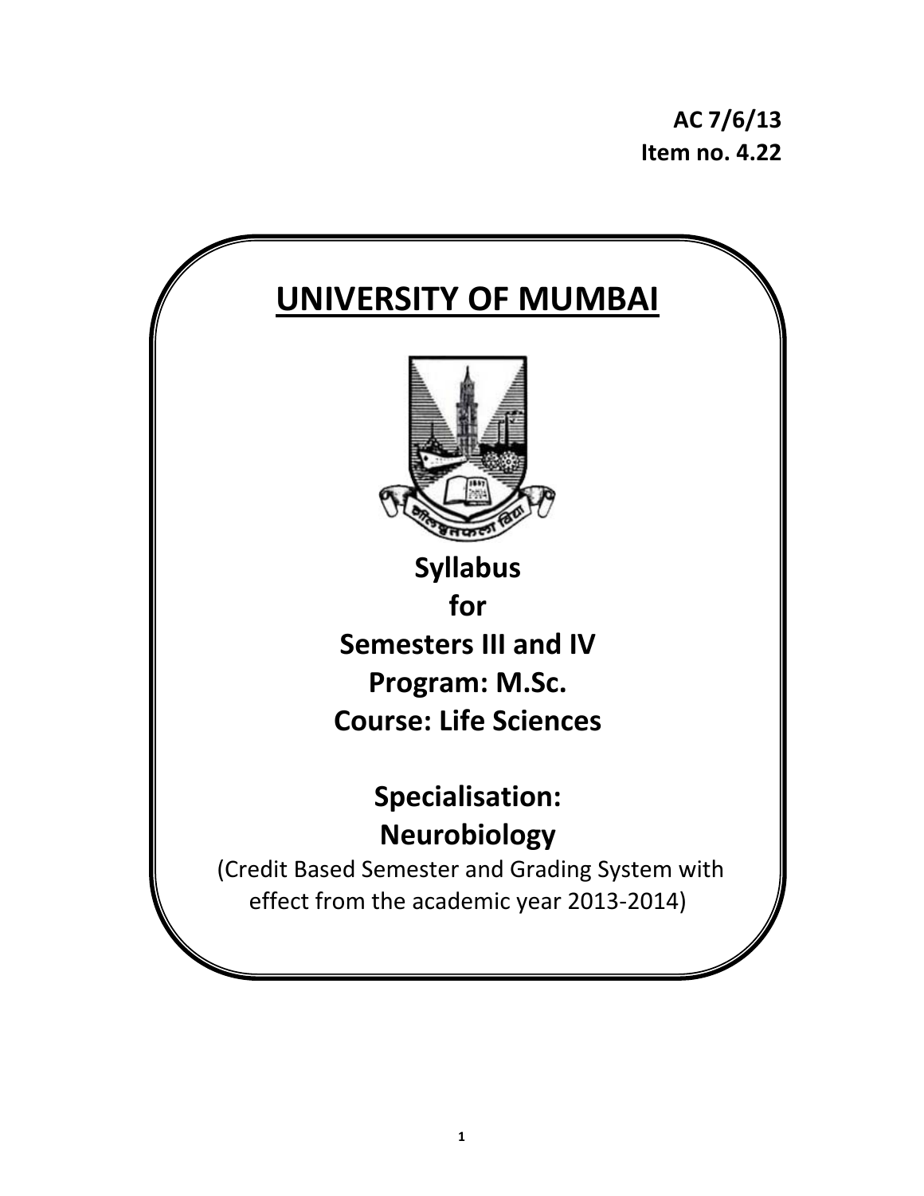**AC 7/6/13**
**Item no. 4.22**

# UNIVERSITY OF MUMBAI

**Syllabus**
**for**
**Semesters III and IV**
**Program: M.Sc.**
**Course: Life Sciences**

**Specialisation:**
**Neurobiology**

(Credit Based Semester and Grading System with effect from the academic year 2013-2014)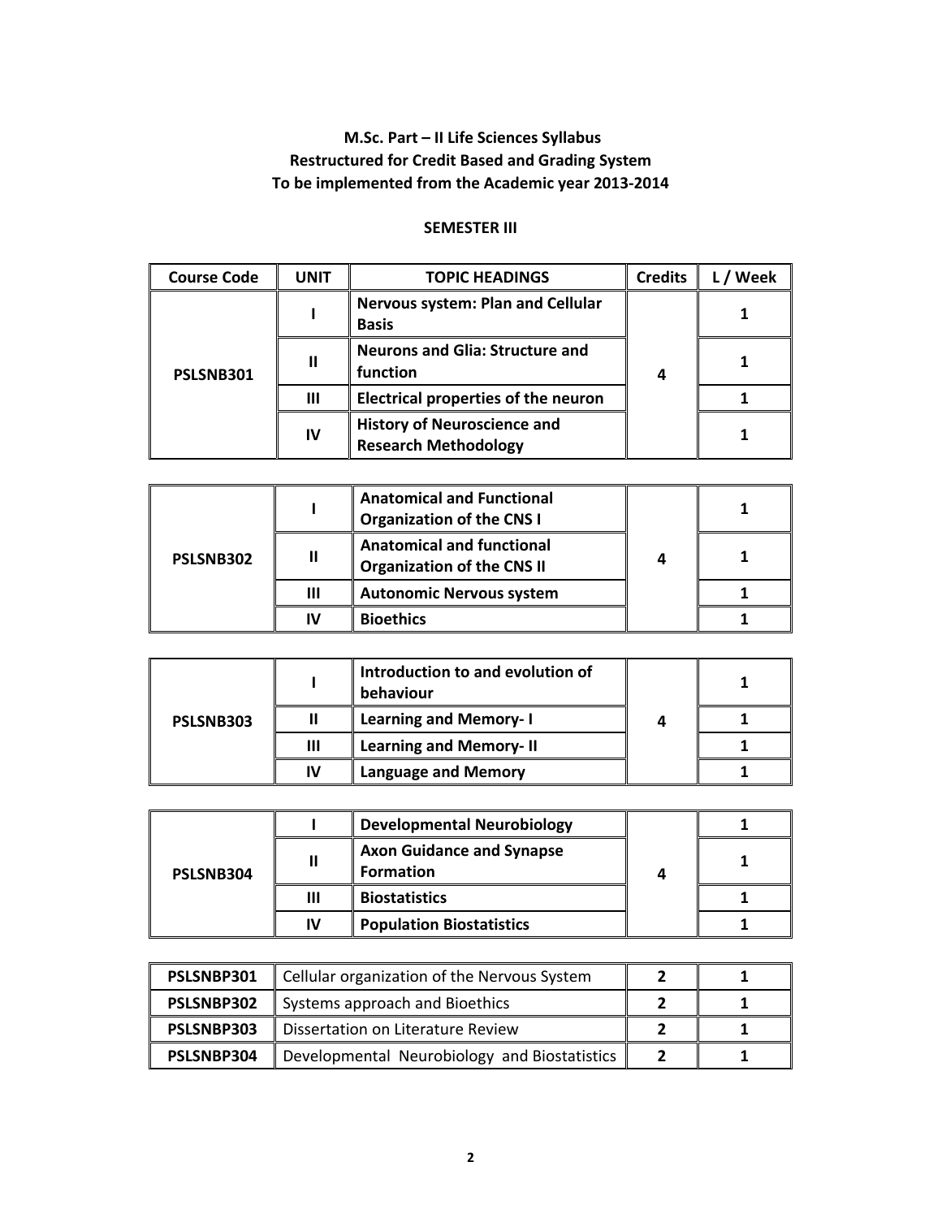**M.Sc. Part – II Life Sciences Syllabus**
**Restructured for Credit Based and Grading System**
**To be implemented from the Academic year 2013-2014**

**SEMESTER III**

| Course Code | UNIT | TOPIC HEADINGS | Credits | L / Week |
|---|---|---|---|---|
| PSLSNB301 | I | Nervous system: Plan and Cellular Basis | 4 | 1 |
| | II | Neurons and Glia: Structure and function | | 1 |
| | III | Electrical properties of the neuron | | 1 |
| | IV | History of Neuroscience and Research Methodology | | 1 |

| | | | | |
|---|---|---|---|---|
| PSLSNB302 | I | Anatomical and Functional Organization of the CNS I | 4 | 1 |
| | II | Anatomical and functional Organization of the CNS II | | 1 |
| | III | Autonomic Nervous system | | 1 |
| | IV | Bioethics | | 1 |

| | | | | |
|---|---|---|---|---|
| PSLSNB303 | I | Introduction to and evolution of behaviour | 4 | 1 |
| | II | Learning and Memory- I | | 1 |
| | III | Learning and Memory- II | | 1 |
| | IV | Language and Memory | | 1 |

| | | | | |
|---|---|---|---|---|
| PSLSNB304 | I | Developmental Neurobiology | 4 | 1 |
| | II | Axon Guidance and Synapse Formation | | 1 |
| | III | Biostatistics | | 1 |
| | IV | Population Biostatistics | | 1 |

| | | | |
|---|---|---|---|
| PSLSNBP301 | Cellular organization of the Nervous System | 2 | 1 |
| PSLSNBP302 | Systems approach and Bioethics | 2 | 1 |
| PSLSNBP303 | Dissertation on Literature Review | 2 | 1 |
| PSLSNBP304 | Developmental Neurobiology and Biostatistics | 2 | 1 |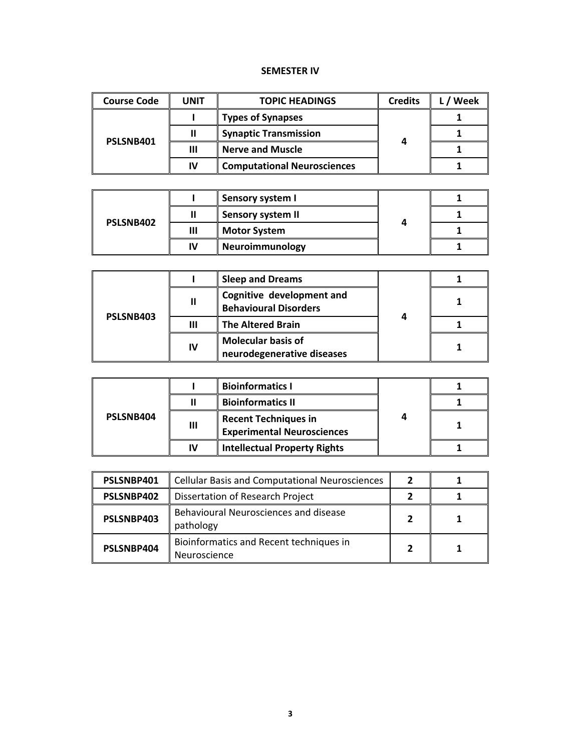## SEMESTER IV

| Course Code | UNIT | TOPIC HEADINGS | Credits | L / Week |
|---|---|---|---|---|
| **PSLSNB401** | **I** | **Types of Synapses** | **4** | **1** |
| | **II** | **Synaptic Transmission** | | **1** |
| | **III** | **Nerve and Muscle** | | **1** |
| | **IV** | **Computational Neurosciences** | | **1** |

| | | | | |
|---|---|---|---|---|
| **PSLSNB402** | **I** | **Sensory system I** | **4** | **1** |
| | **II** | **Sensory system II** | | **1** |
| | **III** | **Motor System** | | **1** |
| | **IV** | **Neuroimmunology** | | **1** |

| | | | | |
|---|---|---|---|---|
| **PSLSNB403** | **I** | **Sleep and Dreams** | **4** | **1** |
| | **II** | **Cognitive development and Behavioural Disorders** | | **1** |
| | **III** | **The Altered Brain** | | **1** |
| | **IV** | **Molecular basis of neurodegenerative diseases** | | **1** |

| | | | | |
|---|---|---|---|---|
| **PSLSNB404** | **I** | **Bioinformatics I** | **4** | **1** |
| | **II** | **Bioinformatics II** | | **1** |
| | **III** | **Recent Techniques in Experimental Neurosciences** | | **1** |
| | **IV** | **Intellectual Property Rights** | | **1** |

| | | | |
|---|---|---|---|
| **PSLSNBP401** | Cellular Basis and Computational Neurosciences | **2** | **1** |
| **PSLSNBP402** | Dissertation of Research Project | **2** | **1** |
| **PSLSNBP403** | Behavioural Neurosciences and disease pathology | **2** | **1** |
| **PSLSNBP404** | Bioinformatics and Recent techniques in Neuroscience | **2** | **1** |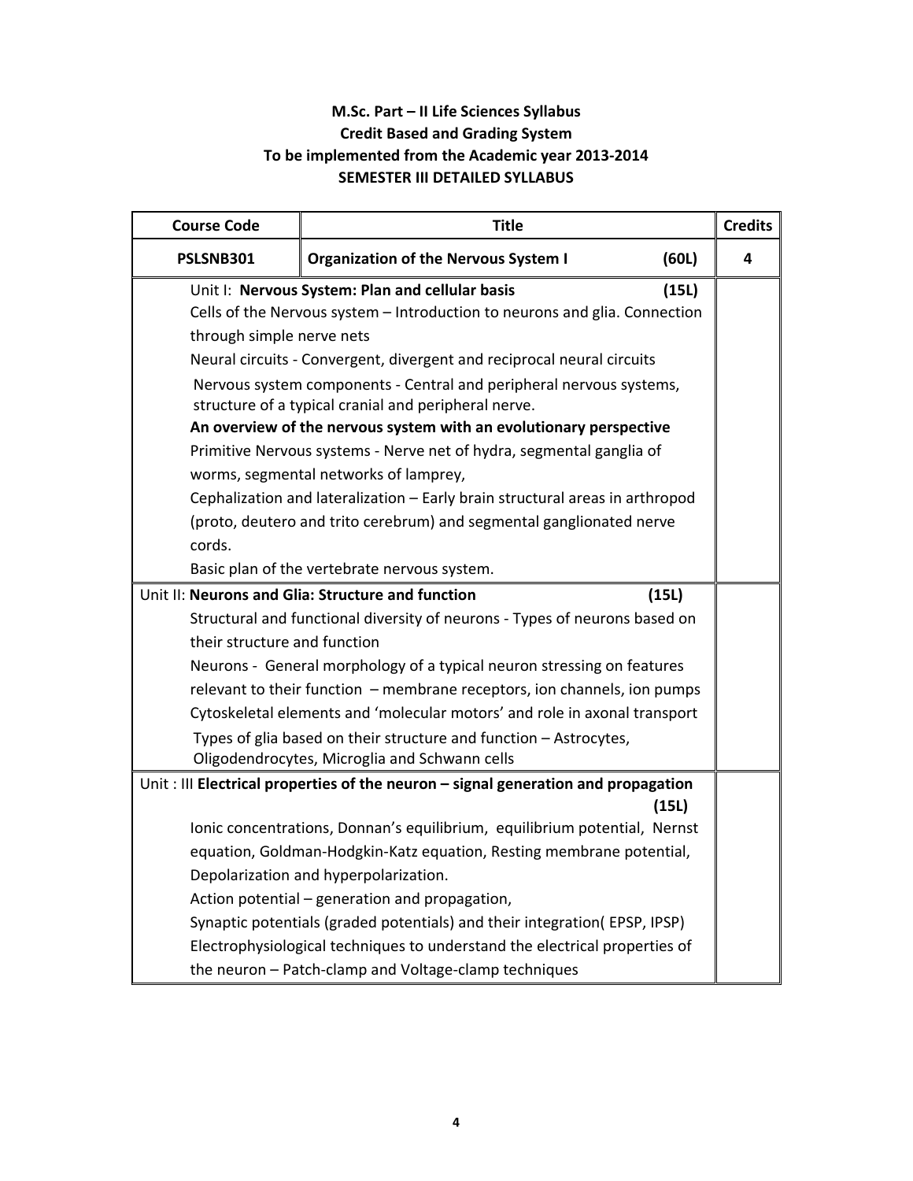# M.Sc. Part – II Life Sciences Syllabus
## Credit Based and Grading System
## To be implemented from the Academic year 2013-2014
## SEMESTER III DETAILED SYLLABUS

| Course Code | Title | Credits |
|---|---|---|
| **PSLSNB301** | **Organization of the Nervous System I (60L)** | **4** |
| | Unit I: **Nervous System: Plan and cellular basis (15L)**<br>Cells of the Nervous system – Introduction to neurons and glia. Connection through simple nerve nets<br>Neural circuits - Convergent, divergent and reciprocal neural circuits<br>Nervous system components - Central and peripheral nervous systems, structure of a typical cranial and peripheral nerve.<br>**An overview of the nervous system with an evolutionary perspective**<br>Primitive Nervous systems - Nerve net of hydra, segmental ganglia of worms, segmental networks of lamprey,<br>Cephalization and lateralization – Early brain structural areas in arthropod (proto, deutero and trito cerebrum) and segmental ganglionated nerve cords.<br>Basic plan of the vertebrate nervous system. | |
| | Unit II: **Neurons and Glia: Structure and function (15L)**<br>Structural and functional diversity of neurons - Types of neurons based on their structure and function<br>Neurons - General morphology of a typical neuron stressing on features relevant to their function – membrane receptors, ion channels, ion pumps<br>Cytoskeletal elements and 'molecular motors' and role in axonal transport<br>Types of glia based on their structure and function – Astrocytes, Oligodendrocytes, Microglia and Schwann cells | |
| | Unit : III **Electrical properties of the neuron – signal generation and propagation (15L)**<br>Ionic concentrations, Donnan's equilibrium, equilibrium potential, Nernst equation, Goldman-Hodgkin-Katz equation, Resting membrane potential, Depolarization and hyperpolarization.<br>Action potential – generation and propagation,<br>Synaptic potentials (graded potentials) and their integration( EPSP, IPSP)<br>Electrophysiological techniques to understand the electrical properties of the neuron – Patch-clamp and Voltage-clamp techniques | |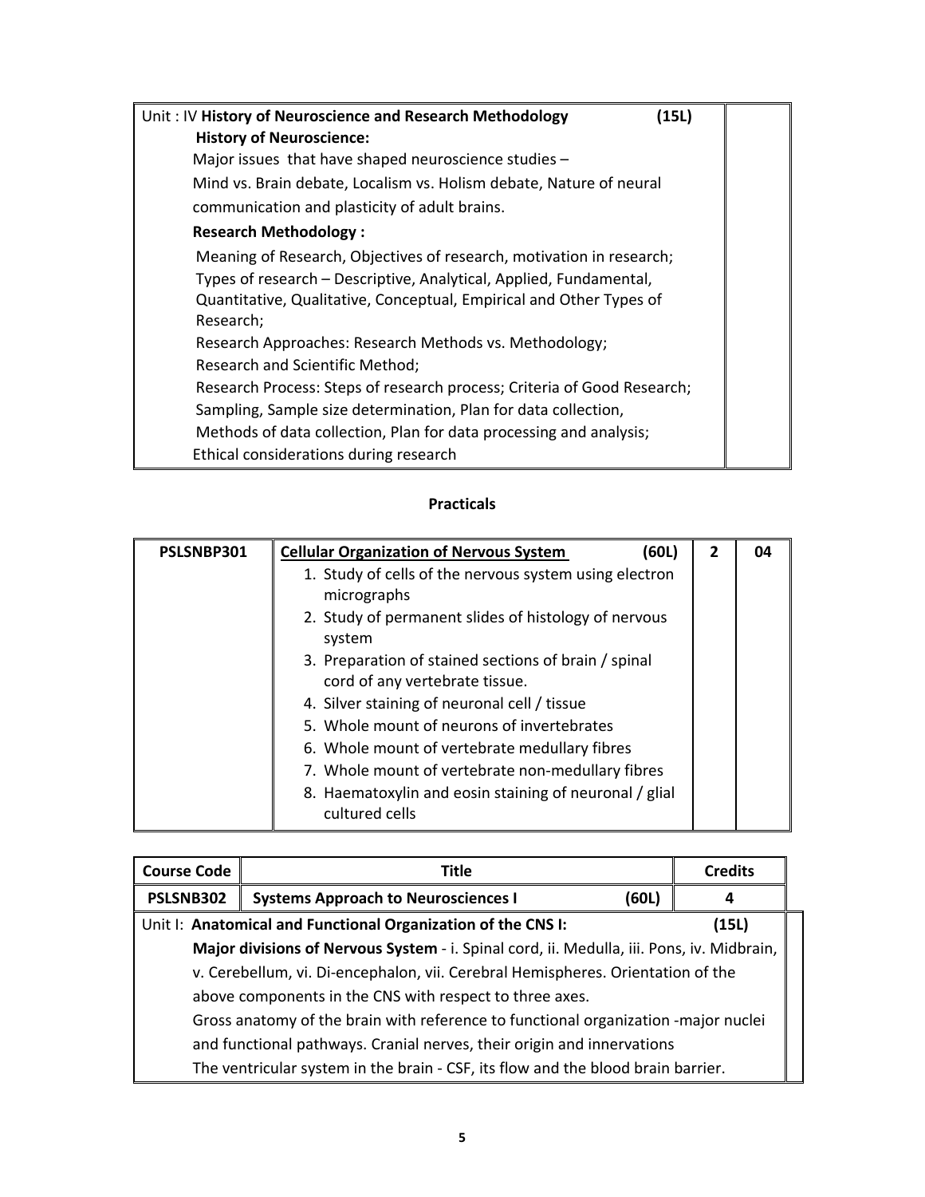| Unit : IV **History of Neuroscience and Research Methodology** (15L) | |
|---|---|
| **History of Neuroscience:**<br>Major issues that have shaped neuroscience studies –<br>Mind vs. Brain debate, Localism vs. Holism debate, Nature of neural communication and plasticity of adult brains.<br>**Research Methodology :**<br>Meaning of Research, Objectives of research, motivation in research;<br>Types of research – Descriptive, Analytical, Applied, Fundamental, Quantitative, Qualitative, Conceptual, Empirical and Other Types of Research;<br>Research Approaches: Research Methods vs. Methodology;<br>Research and Scientific Method;<br>Research Process: Steps of research process; Criteria of Good Research;<br>Sampling, Sample size determination, Plan for data collection,<br>Methods of data collection, Plan for data processing and analysis;<br>Ethical considerations during research | |

## Practicals

| PSLSNBP301 | **Cellular Organization of Nervous System** (60L)<br>1. Study of cells of the nervous system using electron micrographs<br>2. Study of permanent slides of histology of nervous system<br>3. Preparation of stained sections of brain / spinal cord of any vertebrate tissue.<br>4. Silver staining of neuronal cell / tissue<br>5. Whole mount of neurons of invertebrates<br>6. Whole mount of vertebrate medullary fibres<br>7. Whole mount of vertebrate non-medullary fibres<br>8. Haematoxylin and eosin staining of neuronal / glial cultured cells | 2 | 04 |
|---|---|---|---|

| Course Code | Title | Credits |
|---|---|---|
| PSLSNB302 | **Systems Approach to Neurosciences I** (60L) | 4 |
| Unit I: **Anatomical and Functional Organization of the CNS I:** (15L)<br>**Major divisions of Nervous System** - i. Spinal cord, ii. Medulla, iii. Pons, iv. Midbrain, v. Cerebellum, vi. Di-encephalon, vii. Cerebral Hemispheres. Orientation of the above components in the CNS with respect to three axes.<br>Gross anatomy of the brain with reference to functional organization -major nuclei and functional pathways. Cranial nerves, their origin and innervations<br>The ventricular system in the brain - CSF, its flow and the blood brain barrier. | | |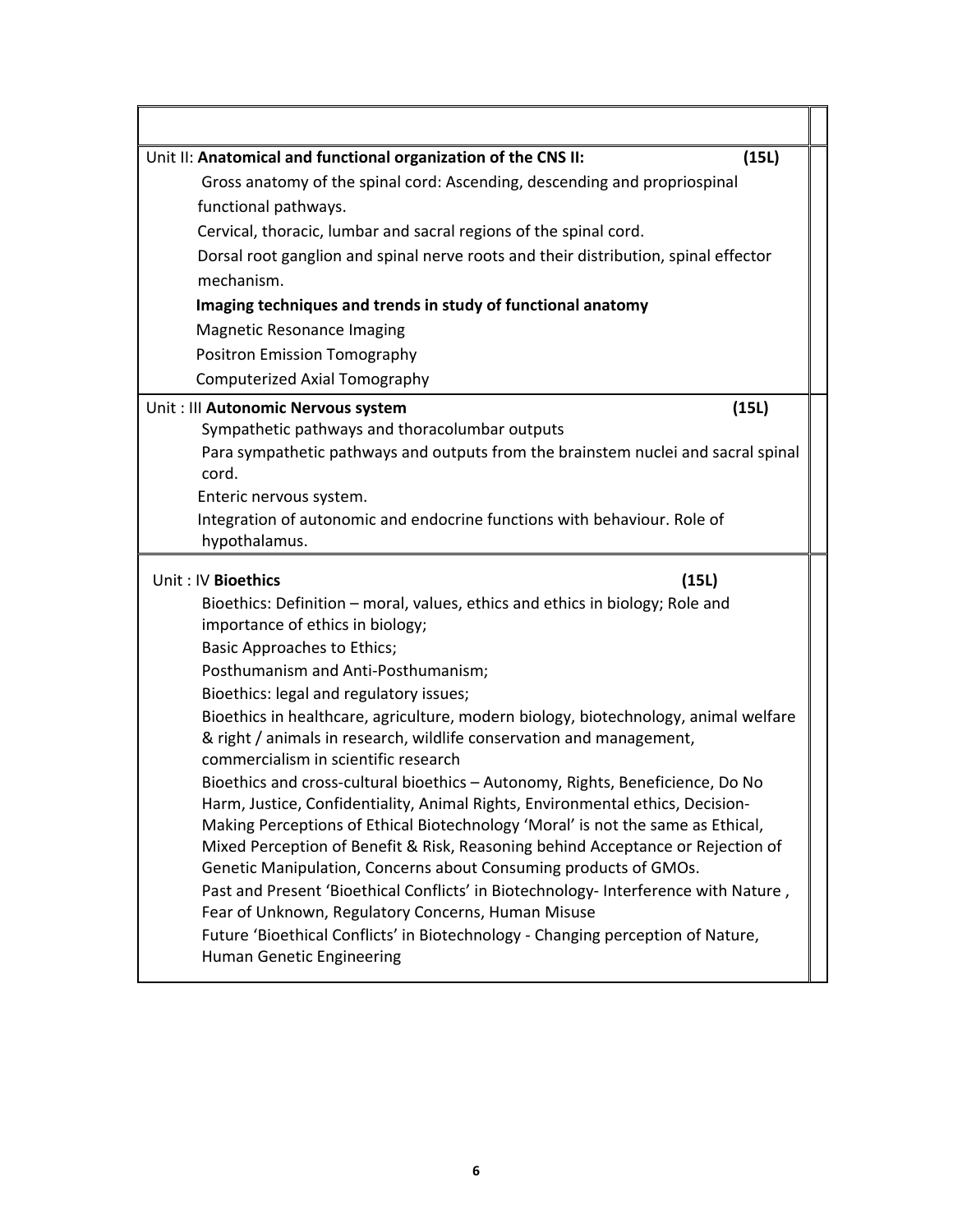Unit II: **Anatomical and functional organization of the CNS II:** **(15L)**

Gross anatomy of the spinal cord: Ascending, descending and propriospinal functional pathways.

Cervical, thoracic, lumbar and sacral regions of the spinal cord.

Dorsal root ganglion and spinal nerve roots and their distribution, spinal effector mechanism.

**Imaging techniques and trends in study of functional anatomy**

Magnetic Resonance Imaging

Positron Emission Tomography

Computerized Axial Tomography

Unit : III **Autonomic Nervous system** **(15L)**

Sympathetic pathways and thoracolumbar outputs

Para sympathetic pathways and outputs from the brainstem nuclei and sacral spinal cord.

Enteric nervous system.

Integration of autonomic and endocrine functions with behaviour. Role of hypothalamus.

Unit : IV **Bioethics** **(15L)**

Bioethics: Definition – moral, values, ethics and ethics in biology; Role and importance of ethics in biology;

Basic Approaches to Ethics;

Posthumanism and Anti-Posthumanism;

Bioethics: legal and regulatory issues;

Bioethics in healthcare, agriculture, modern biology, biotechnology, animal welfare & right / animals in research, wildlife conservation and management, commercialism in scientific research

Bioethics and cross-cultural bioethics – Autonomy, Rights, Beneficience, Do No Harm, Justice, Confidentiality, Animal Rights, Environmental ethics, Decision-Making Perceptions of Ethical Biotechnology 'Moral' is not the same as Ethical, Mixed Perception of Benefit & Risk, Reasoning behind Acceptance or Rejection of Genetic Manipulation, Concerns about Consuming products of GMOs.

Past and Present 'Bioethical Conflicts' in Biotechnology- Interference with Nature , Fear of Unknown, Regulatory Concerns, Human Misuse

Future 'Bioethical Conflicts' in Biotechnology - Changing perception of Nature, Human Genetic Engineering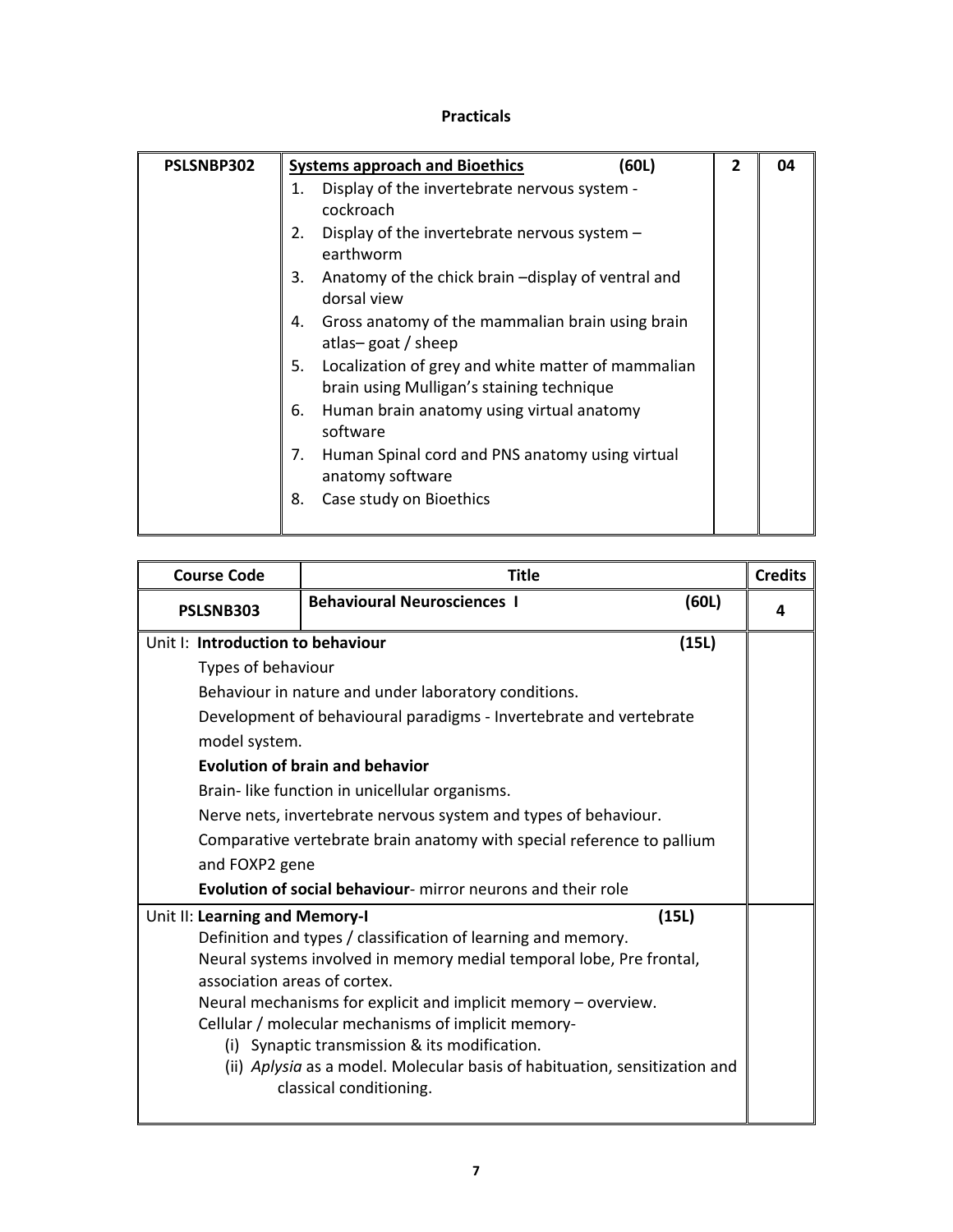**Practicals**

| PSLSNBP302 | **Systems approach and Bioethics** (60L)<br>1. Display of the invertebrate nervous system - cockroach<br>2. Display of the invertebrate nervous system – earthworm<br>3. Anatomy of the chick brain –display of ventral and dorsal view<br>4. Gross anatomy of the mammalian brain using brain atlas– goat / sheep<br>5. Localization of grey and white matter of mammalian brain using Mulligan's staining technique<br>6. Human brain anatomy using virtual anatomy software<br>7. Human Spinal cord and PNS anatomy using virtual anatomy software<br>8. Case study on Bioethics | 2 | 04 |
|---|---|---|---|

| Course Code | Title | Credits |
|---|---|---|
| **PSLSNB303** | **Behavioural Neurosciences I** (60L) | **4** |
| Unit I: **Introduction to behaviour** (15L)<br>Types of behaviour<br>Behaviour in nature and under laboratory conditions.<br>Development of behavioural paradigms - Invertebrate and vertebrate model system.<br>**Evolution of brain and behavior**<br>Brain- like function in unicellular organisms.<br>Nerve nets, invertebrate nervous system and types of behaviour.<br>Comparative vertebrate brain anatomy with special reference to pallium and FOXP2 gene<br>**Evolution of social behaviour**- mirror neurons and their role | | |
| Unit II: **Learning and Memory-I** (15L)<br>Definition and types / classification of learning and memory.<br>Neural systems involved in memory medial temporal lobe, Pre frontal, association areas of cortex.<br>Neural mechanisms for explicit and implicit memory – overview.<br>Cellular / molecular mechanisms of implicit memory-<br>(i) Synaptic transmission & its modification.<br>(ii) *Aplysia* as a model. Molecular basis of habituation, sensitization and classical conditioning. | | |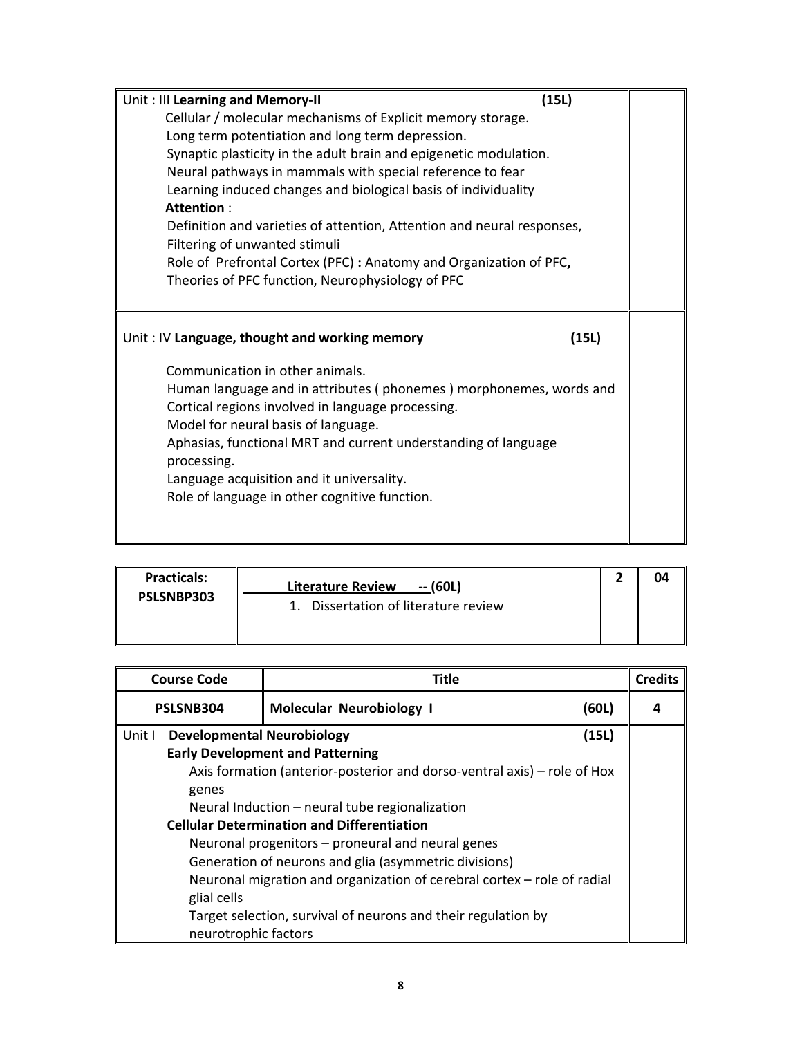| | |
|---|---|
| Unit : III **Learning and Memory-II** **(15L)**<br>Cellular / molecular mechanisms of Explicit memory storage.<br>Long term potentiation and long term depression.<br>Synaptic plasticity in the adult brain and epigenetic modulation.<br>Neural pathways in mammals with special reference to fear<br>Learning induced changes and biological basis of individuality<br>**Attention** :<br>Definition and varieties of attention, Attention and neural responses, Filtering of unwanted stimuli<br>Role of Prefrontal Cortex (PFC) **:** Anatomy and Organization of PFC**,** Theories of PFC function, Neurophysiology of PFC | |
| Unit : IV **Language, thought and working memory** **(15L)**<br>Communication in other animals.<br>Human language and in attributes ( phonemes ) morphonemes, words and<br>Cortical regions involved in language processing.<br>Model for neural basis of language.<br>Aphasias, functional MRT and current understanding of language processing.<br>Language acquisition and it universality.<br>Role of language in other cognitive function. | |

| **Practicals: PSLSNBP303** | **Literature Review -- (60L)**<br>1. Dissertation of literature review | **2** | **04** |
|---|---|---|---|

| **Course Code** | **Title** | **Credits** |
|---|---|---|
| **PSLSNB304** | **Molecular Neurobiology I** **(60L)** | **4** |
| Unit I **Developmental Neurobiology** **(15L)**<br>**Early Development and Patterning**<br>Axis formation (anterior-posterior and dorso-ventral axis) – role of Hox genes<br>Neural Induction – neural tube regionalization<br>**Cellular Determination and Differentiation**<br>Neuronal progenitors – proneural and neural genes<br>Generation of neurons and glia (asymmetric divisions)<br>Neuronal migration and organization of cerebral cortex – role of radial glial cells<br>Target selection, survival of neurons and their regulation by neurotrophic factors | | |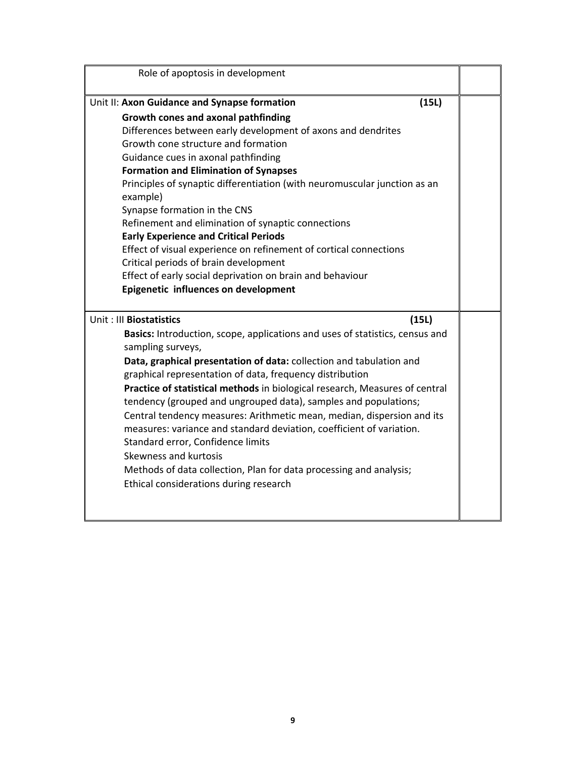| | |
|---|---|
| Role of apoptosis in development | |
| Unit II: **Axon Guidance and Synapse formation** **(15L)**<br>**Growth cones and axonal pathfinding**<br>Differences between early development of axons and dendrites<br>Growth cone structure and formation<br>Guidance cues in axonal pathfinding<br>**Formation and Elimination of Synapses**<br>Principles of synaptic differentiation (with neuromuscular junction as an example)<br>Synapse formation in the CNS<br>Refinement and elimination of synaptic connections<br>**Early Experience and Critical Periods**<br>Effect of visual experience on refinement of cortical connections<br>Critical periods of brain development<br>Effect of early social deprivation on brain and behaviour<br>**Epigenetic influences on development** | |
| Unit : III **Biostatistics** **(15L)**<br>**Basics:** Introduction, scope, applications and uses of statistics, census and sampling surveys,<br>**Data, graphical presentation of data:** collection and tabulation and graphical representation of data, frequency distribution<br>**Practice of statistical methods** in biological research, Measures of central tendency (grouped and ungrouped data), samples and populations;<br>Central tendency measures: Arithmetic mean, median, dispersion and its measures: variance and standard deviation, coefficient of variation.<br>Standard error, Confidence limits<br>Skewness and kurtosis<br>Methods of data collection, Plan for data processing and analysis;<br>Ethical considerations during research | |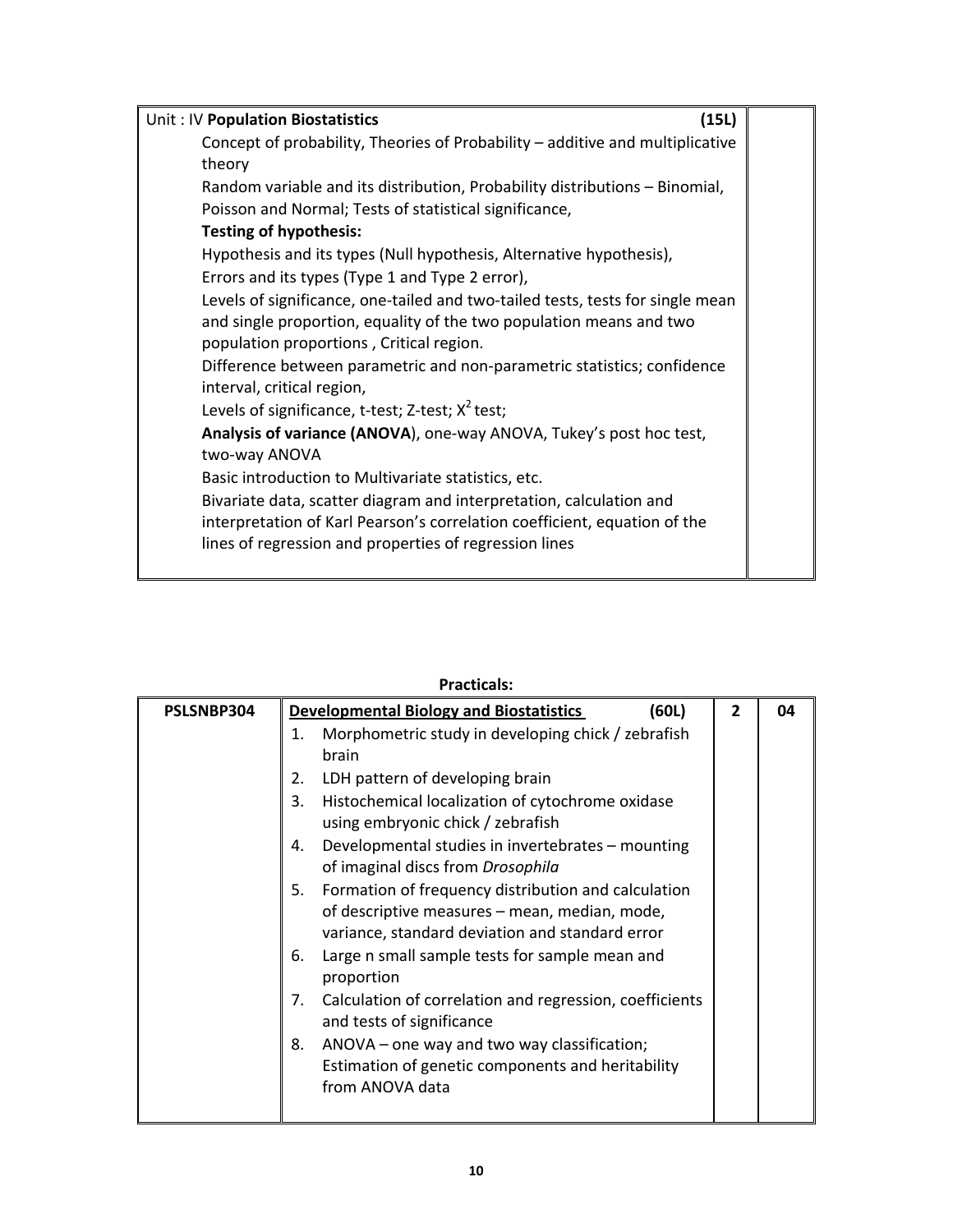| Unit : IV **Population Biostatistics** (15L) | |
|---|---|
| Concept of probability, Theories of Probability – additive and multiplicative theory<br>Random variable and its distribution, Probability distributions – Binomial, Poisson and Normal; Tests of statistical significance,<br>**Testing of hypothesis:**<br>Hypothesis and its types (Null hypothesis, Alternative hypothesis),<br>Errors and its types (Type 1 and Type 2 error),<br>Levels of significance, one-tailed and two-tailed tests, tests for single mean and single proportion, equality of the two population means and two population proportions , Critical region.<br>Difference between parametric and non-parametric statistics; confidence interval, critical region,<br>Levels of significance, t-test; Z-test; $X^2$ test;<br>**Analysis of variance (ANOVA**), one-way ANOVA, Tukey's post hoc test, two-way ANOVA<br>Basic introduction to Multivariate statistics, etc.<br>Bivariate data, scatter diagram and interpretation, calculation and interpretation of Karl Pearson's correlation coefficient, equation of the lines of regression and properties of regression lines | |

**Practicals:**

| PSLSNBP304 | **Developmental Biology and Biostatistics** (60L) | 2 | 04 |
|---|---|---|---|
| | 1. Morphometric study in developing chick / zebrafish brain<br>2. LDH pattern of developing brain<br>3. Histochemical localization of cytochrome oxidase using embryonic chick / zebrafish<br>4. Developmental studies in invertebrates – mounting of imaginal discs from *Drosophila*<br>5. Formation of frequency distribution and calculation of descriptive measures – mean, median, mode, variance, standard deviation and standard error<br>6. Large n small sample tests for sample mean and proportion<br>7. Calculation of correlation and regression, coefficients and tests of significance<br>8. ANOVA – one way and two way classification; Estimation of genetic components and heritability from ANOVA data | | |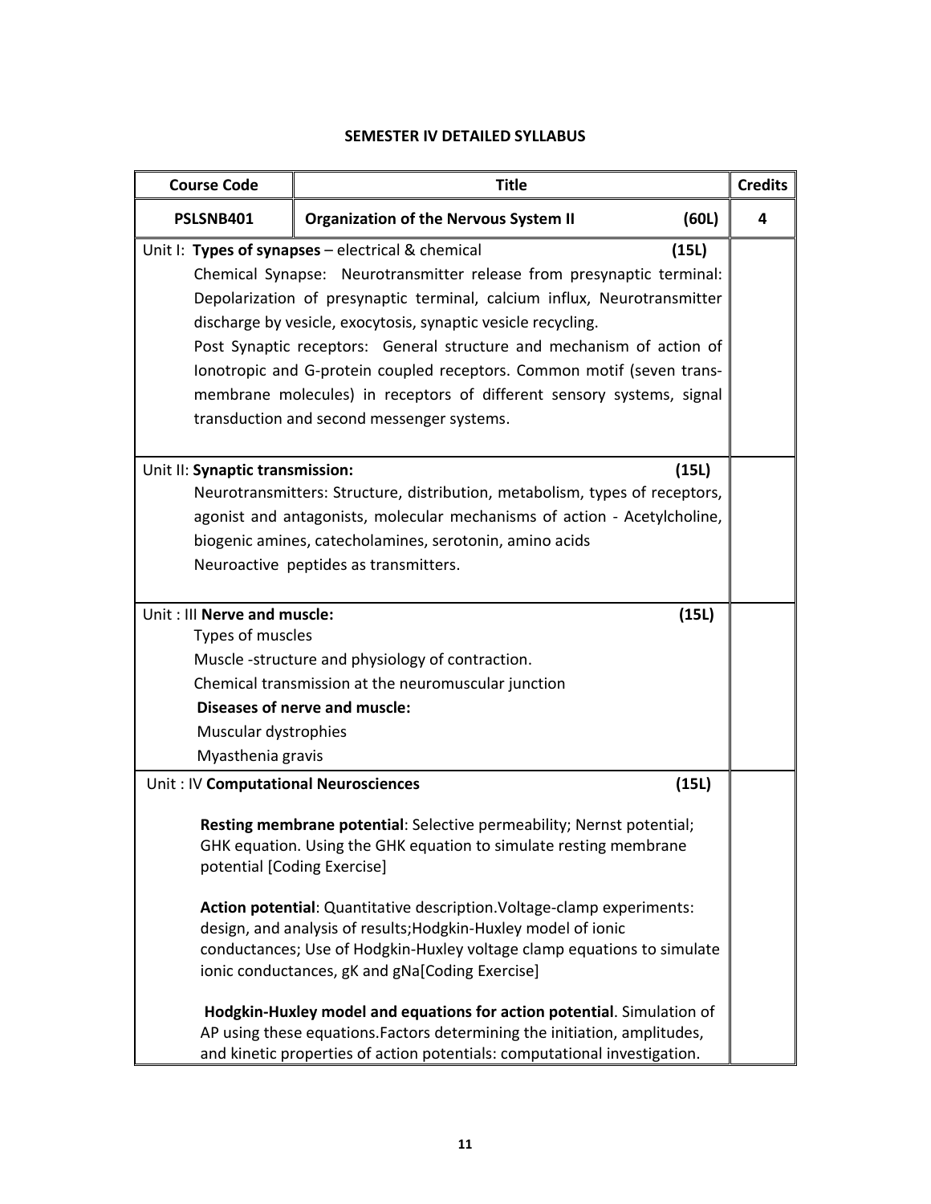## SEMESTER IV DETAILED SYLLABUS

| Course Code | Title | Credits |
|---|---|---|
| **PSLSNB401** | **Organization of the Nervous System II** **(60L)** | **4** |
| Unit I: **Types of synapses** – electrical & chemical **(15L)**<br>Chemical Synapse: Neurotransmitter release from presynaptic terminal: Depolarization of presynaptic terminal, calcium influx, Neurotransmitter discharge by vesicle, exocytosis, synaptic vesicle recycling.<br>Post Synaptic receptors: General structure and mechanism of action of Ionotropic and G-protein coupled receptors. Common motif (seven trans-membrane molecules) in receptors of different sensory systems, signal transduction and second messenger systems. | | |
| Unit II: **Synaptic transmission:** **(15L)**<br>Neurotransmitters: Structure, distribution, metabolism, types of receptors, agonist and antagonists, molecular mechanisms of action - Acetylcholine, biogenic amines, catecholamines, serotonin, amino acids<br>Neuroactive peptides as transmitters. | | |
| Unit : III **Nerve and muscle:** **(15L)**<br>Types of muscles<br>Muscle -structure and physiology of contraction.<br>Chemical transmission at the neuromuscular junction<br>**Diseases of nerve and muscle:**<br>Muscular dystrophies<br>Myasthenia gravis | | |
| Unit : IV **Computational Neurosciences** **(15L)**<br>**Resting membrane potential**: Selective permeability; Nernst potential; GHK equation. Using the GHK equation to simulate resting membrane potential [Coding Exercise]<br>**Action potential**: Quantitative description.Voltage-clamp experiments: design, and analysis of results;Hodgkin-Huxley model of ionic conductances; Use of Hodgkin-Huxley voltage clamp equations to simulate ionic conductances, gK and gNa[Coding Exercise]<br>**Hodgkin-Huxley model and equations for action potential**. Simulation of AP using these equations.Factors determining the initiation, amplitudes, and kinetic properties of action potentials: computational investigation. | | |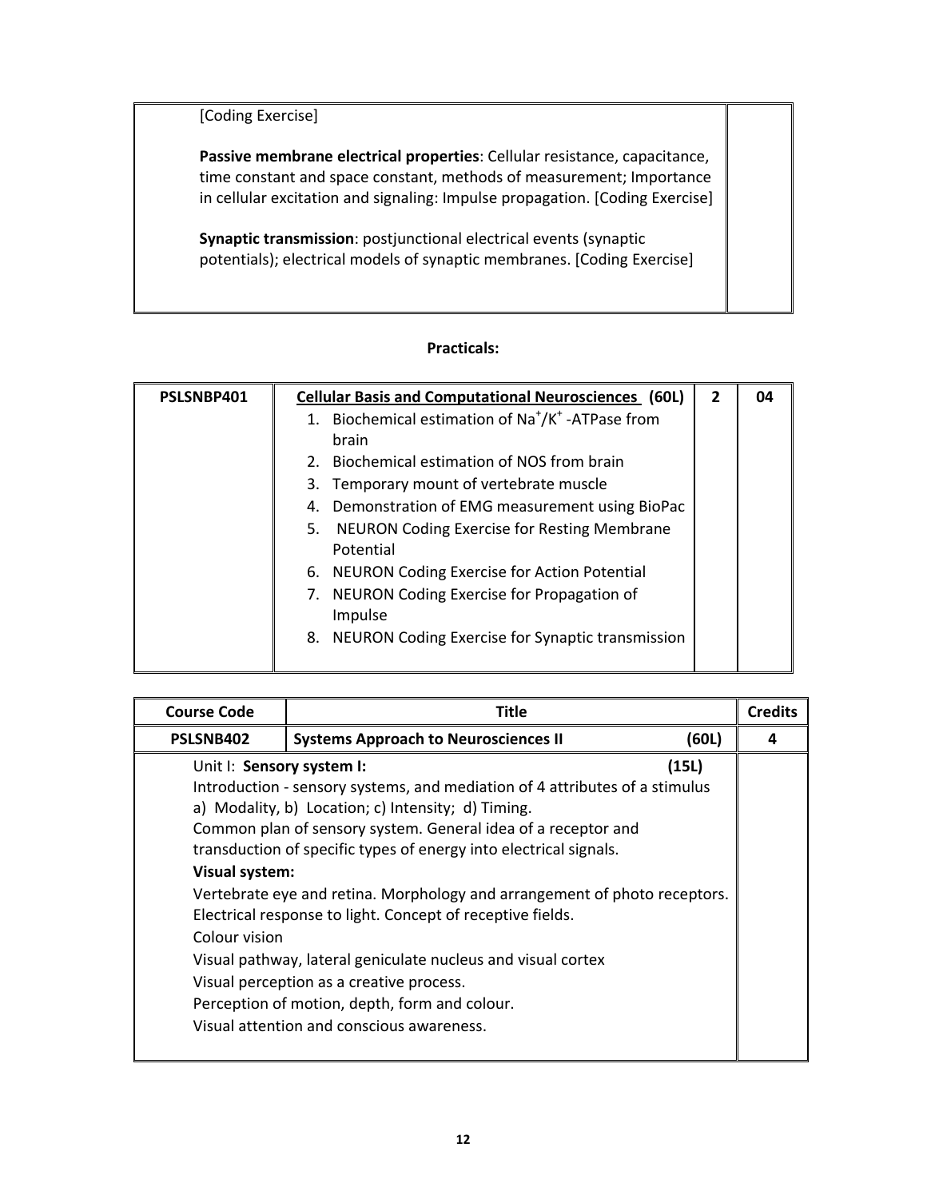| | |
|---|---|
| [Coding Exercise]<br><br>**Passive membrane electrical properties**: Cellular resistance, capacitance, time constant and space constant, methods of measurement; Importance in cellular excitation and signaling: Impulse propagation. [Coding Exercise]<br><br>**Synaptic transmission**: postjunctional electrical events (synaptic potentials); electrical models of synaptic membranes. [Coding Exercise] | |

**Practicals:**

| | | | |
|---|---|---|---|
| **PSLSNBP401** | **Cellular Basis and Computational Neurosciences (60L)**<br>1. Biochemical estimation of $Na^+/K^+$ -ATPase from brain<br>2. Biochemical estimation of NOS from brain<br>3. Temporary mount of vertebrate muscle<br>4. Demonstration of EMG measurement using BioPac<br>5. NEURON Coding Exercise for Resting Membrane Potential<br>6. NEURON Coding Exercise for Action Potential<br>7. NEURON Coding Exercise for Propagation of Impulse<br>8. NEURON Coding Exercise for Synaptic transmission | **2** | **04** |

| Course Code | Title | Credits |
|---|---|---|
| **PSLSNB402** | **Systems Approach to Neurosciences II (60L)** | **4** |
| | Unit I: **Sensory system I:** (15L)<br>Introduction - sensory systems, and mediation of 4 attributes of a stimulus a) Modality, b) Location; c) Intensity; d) Timing.<br>Common plan of sensory system. General idea of a receptor and transduction of specific types of energy into electrical signals.<br>**Visual system:**<br>Vertebrate eye and retina. Morphology and arrangement of photo receptors. Electrical response to light. Concept of receptive fields.<br>Colour vision<br>Visual pathway, lateral geniculate nucleus and visual cortex<br>Visual perception as a creative process.<br>Perception of motion, depth, form and colour.<br>Visual attention and conscious awareness. | |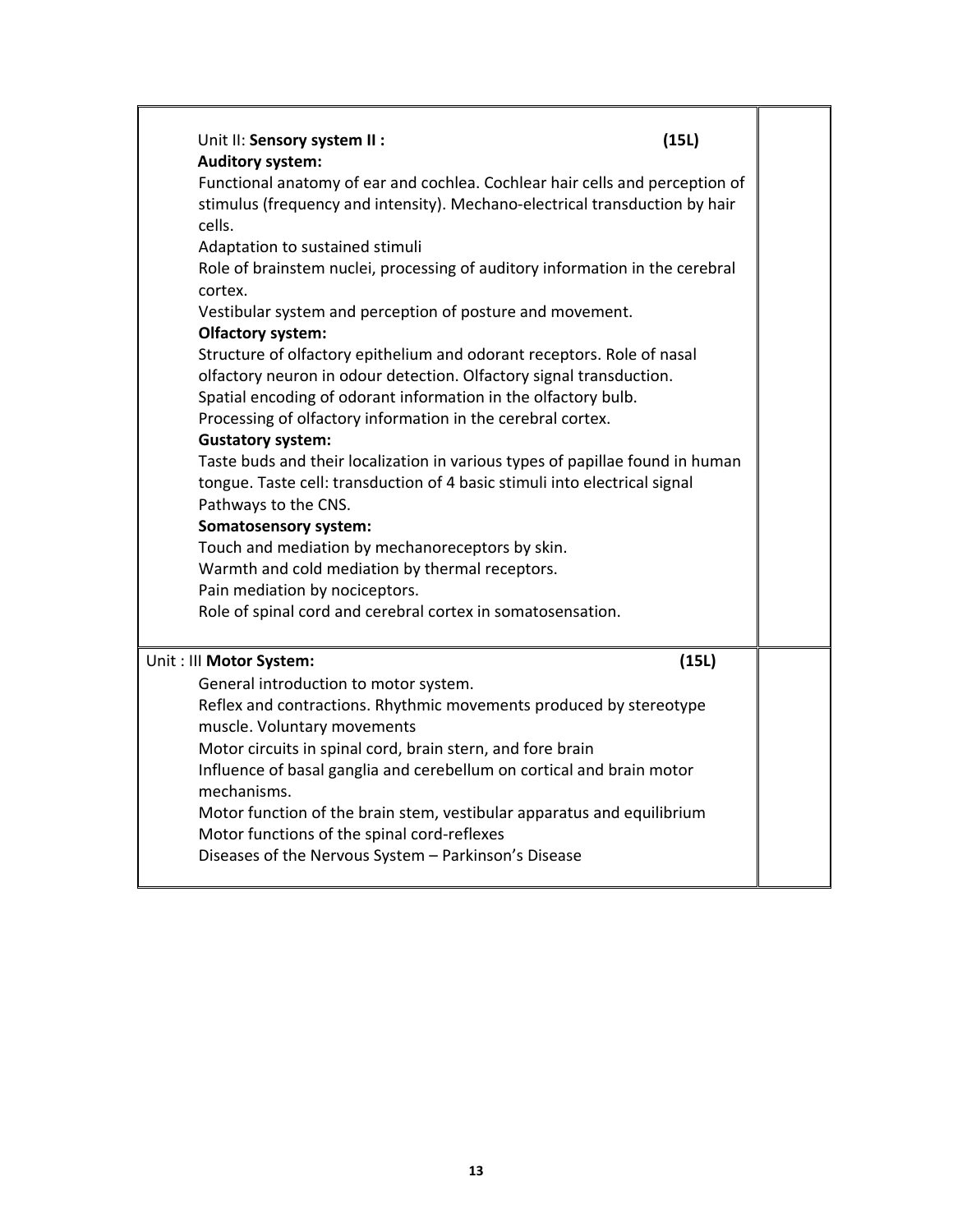Unit II: **Sensory system II :** **(15L)**

**Auditory system:**

Functional anatomy of ear and cochlea. Cochlear hair cells and perception of stimulus (frequency and intensity). Mechano-electrical transduction by hair cells.

Adaptation to sustained stimuli

Role of brainstem nuclei, processing of auditory information in the cerebral cortex.

Vestibular system and perception of posture and movement.

**Olfactory system:**

Structure of olfactory epithelium and odorant receptors. Role of nasal olfactory neuron in odour detection. Olfactory signal transduction.

Spatial encoding of odorant information in the olfactory bulb.

Processing of olfactory information in the cerebral cortex.

**Gustatory system:**

Taste buds and their localization in various types of papillae found in human tongue. Taste cell: transduction of 4 basic stimuli into electrical signal Pathways to the CNS.

**Somatosensory system:**

Touch and mediation by mechanoreceptors by skin.

Warmth and cold mediation by thermal receptors.

Pain mediation by nociceptors.

Role of spinal cord and cerebral cortex in somatosensation.

Unit : III **Motor System:** **(15L)**

General introduction to motor system.

Reflex and contractions. Rhythmic movements produced by stereotype muscle. Voluntary movements

Motor circuits in spinal cord, brain stern, and fore brain

Influence of basal ganglia and cerebellum on cortical and brain motor mechanisms.

Motor function of the brain stem, vestibular apparatus and equilibrium

Motor functions of the spinal cord-reflexes

Diseases of the Nervous System – Parkinson's Disease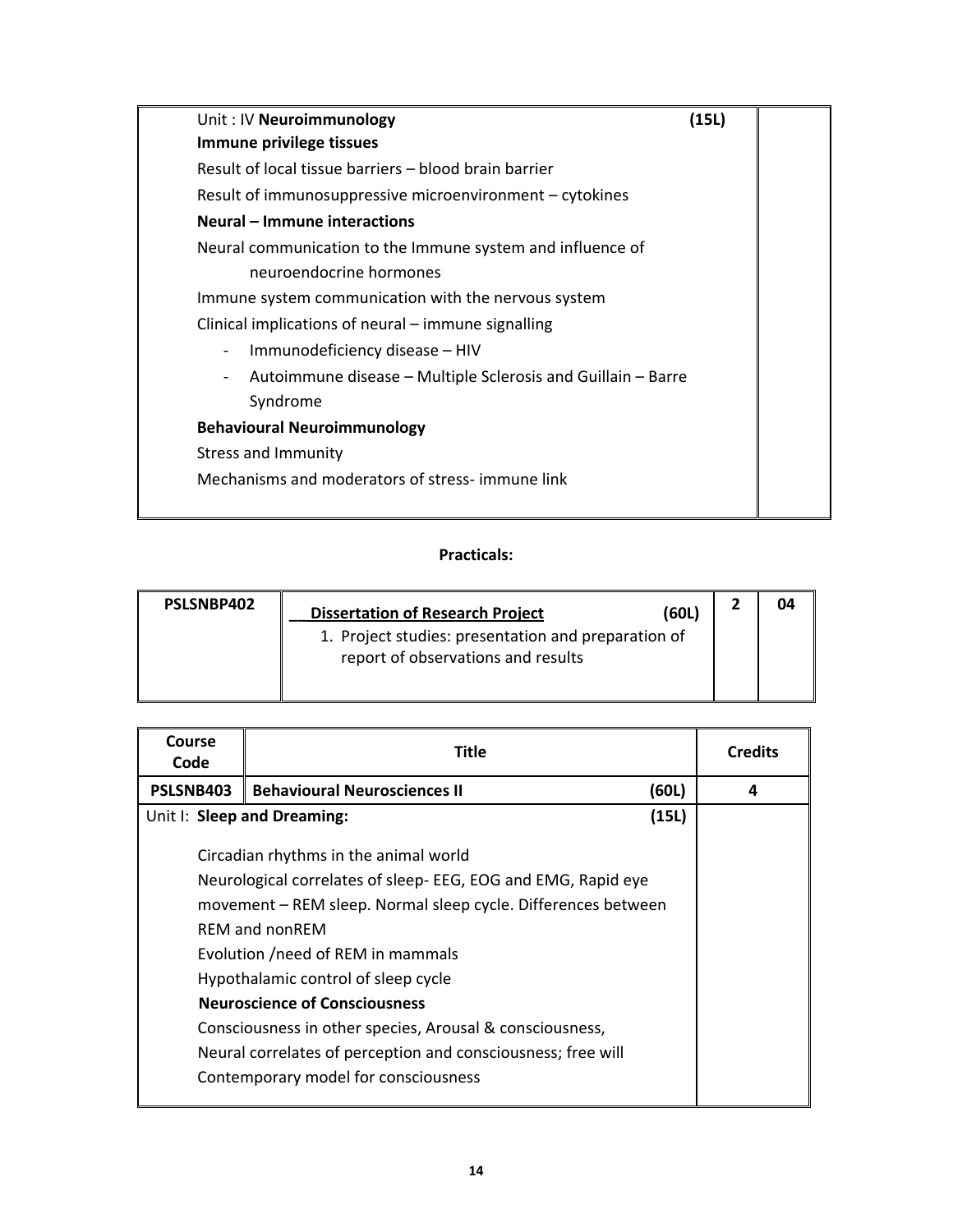| | |
|---|---|
| Unit : IV **Neuroimmunology** **(15L)**<br>**Immune privilege tissues**<br>Result of local tissue barriers – blood brain barrier<br>Result of immunosuppressive microenvironment – cytokines<br>**Neural – Immune interactions**<br>Neural communication to the Immune system and influence of neuroendocrine hormones<br>Immune system communication with the nervous system<br>Clinical implications of neural – immune signalling<br>- Immunodeficiency disease – HIV<br>- Autoimmune disease – Multiple Sclerosis and Guillain – Barre Syndrome<br>**Behavioural Neuroimmunology**<br>Stress and Immunity<br>Mechanisms and moderators of stress- immune link | |

**Practicals:**

| | | | |
|---|---|---|---|
| **PSLSNBP402** | **Dissertation of Research Project** **(60L)**<br>1. Project studies: presentation and preparation of report of observations and results | **2** | **04** |

| Course Code | Title | Credits |
|---|---|---|
| **PSLSNB403** | **Behavioural Neurosciences II** **(60L)** | **4** |
| Unit I: **Sleep and Dreaming:** **(15L)**<br>Circadian rhythms in the animal world<br>Neurological correlates of sleep- EEG, EOG and EMG, Rapid eye movement – REM sleep. Normal sleep cycle. Differences between REM and nonREM<br>Evolution /need of REM in mammals<br>Hypothalamic control of sleep cycle<br>**Neuroscience of Consciousness**<br>Consciousness in other species, Arousal & consciousness,<br>Neural correlates of perception and consciousness; free will<br>Contemporary model for consciousness | | |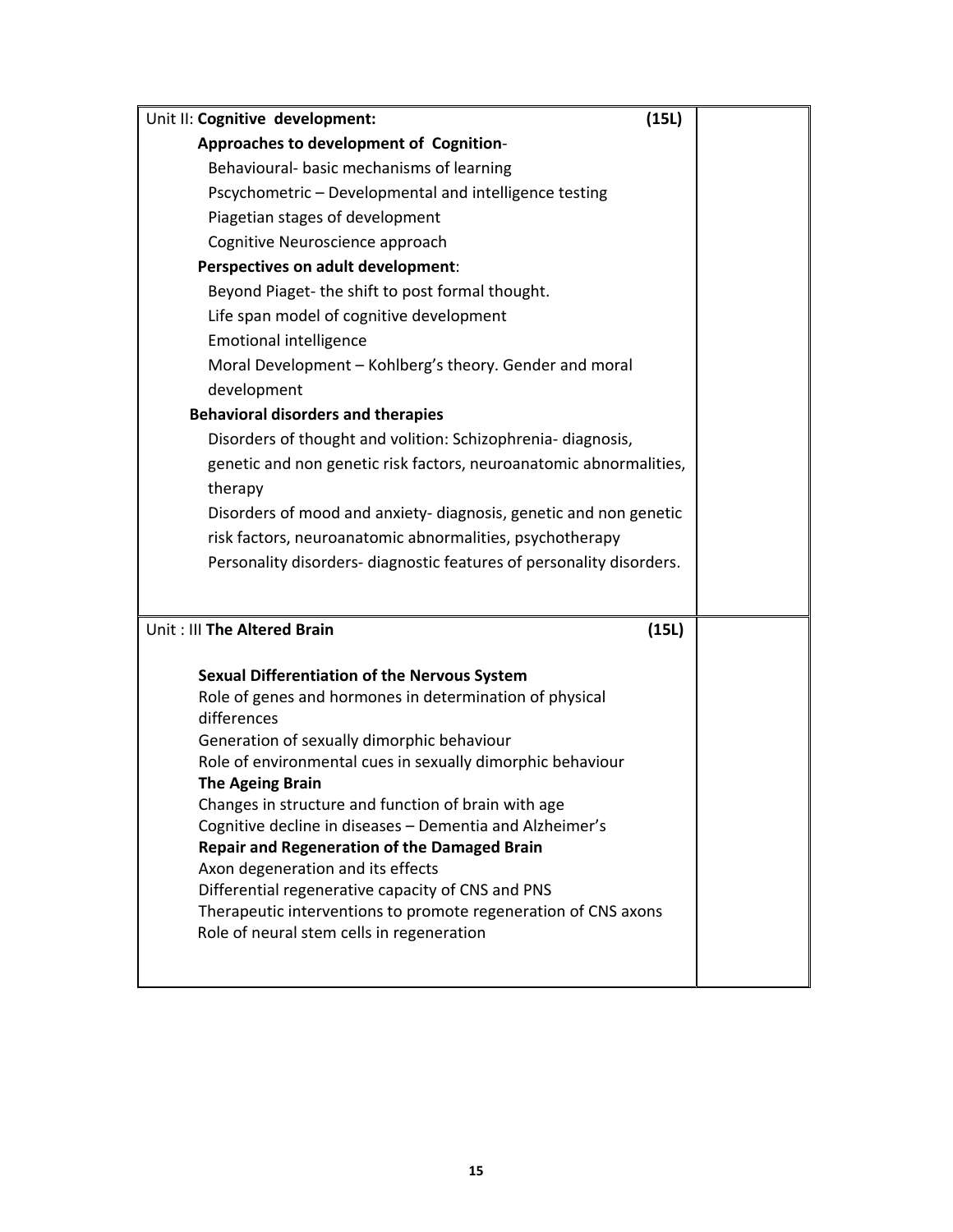| | |
|---|---|
| Unit II: **Cognitive development:** **(15L)**<br><br>**Approaches to development of Cognition**-<br>Behavioural- basic mechanisms of learning<br>Pscychometric – Developmental and intelligence testing<br>Piagetian stages of development<br>Cognitive Neuroscience approach<br>**Perspectives on adult development**:<br>Beyond Piaget- the shift to post formal thought.<br>Life span model of cognitive development<br>Emotional intelligence<br>Moral Development – Kohlberg's theory. Gender and moral development<br>**Behavioral disorders and therapies**<br>Disorders of thought and volition: Schizophrenia- diagnosis, genetic and non genetic risk factors, neuroanatomic abnormalities, therapy<br>Disorders of mood and anxiety- diagnosis, genetic and non genetic risk factors, neuroanatomic abnormalities, psychotherapy<br>Personality disorders- diagnostic features of personality disorders. | |
| Unit : III **The Altered Brain** **(15L)**<br><br>**Sexual Differentiation of the Nervous System**<br>Role of genes and hormones in determination of physical differences<br>Generation of sexually dimorphic behaviour<br>Role of environmental cues in sexually dimorphic behaviour<br>**The Ageing Brain**<br>Changes in structure and function of brain with age<br>Cognitive decline in diseases – Dementia and Alzheimer's<br>**Repair and Regeneration of the Damaged Brain**<br>Axon degeneration and its effects<br>Differential regenerative capacity of CNS and PNS<br>Therapeutic interventions to promote regeneration of CNS axons<br>Role of neural stem cells in regeneration | |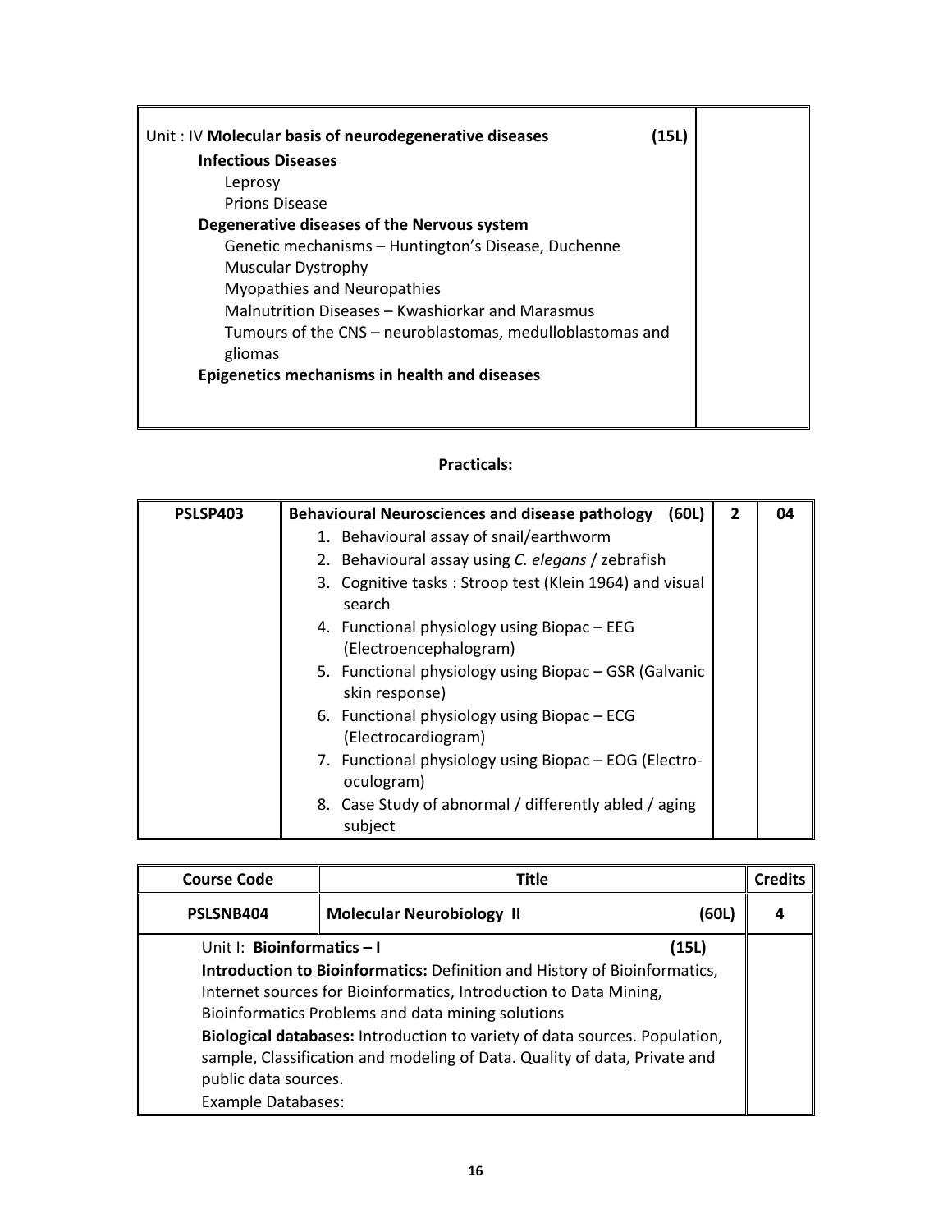| Unit : IV **Molecular basis of neurodegenerative diseases** (15L) | |
|---|---|
| **Infectious Diseases**<br>Leprosy<br>Prions Disease<br>**Degenerative diseases of the Nervous system**<br>Genetic mechanisms – Huntington's Disease, Duchenne Muscular Dystrophy<br>Myopathies and Neuropathies<br>Malnutrition Diseases – Kwashiorkar and Marasmus<br>Tumours of the CNS – neuroblastomas, medulloblastomas and gliomas<br>**Epigenetics mechanisms in health and diseases** | |

**Practicals:**

| PSLSP403 | **Behavioural Neurosciences and disease pathology** (60L) | 2 | 04 |
|---|---|---|---|
| | 1. Behavioural assay of snail/earthworm<br>2. Behavioural assay using *C. elegans* / zebrafish<br>3. Cognitive tasks : Stroop test (Klein 1964) and visual search<br>4. Functional physiology using Biopac – EEG (Electroencephalogram)<br>5. Functional physiology using Biopac – GSR (Galvanic skin response)<br>6. Functional physiology using Biopac – ECG (Electrocardiogram)<br>7. Functional physiology using Biopac – EOG (Electro-oculogram)<br>8. Case Study of abnormal / differently abled / aging subject | | |

| Course Code | Title | Credits |
|---|---|---|
| **PSLSNB404** | **Molecular Neurobiology II** (60L) | **4** |
| Unit I: **Bioinformatics – I** (15L)<br>**Introduction to Bioinformatics:** Definition and History of Bioinformatics, Internet sources for Bioinformatics, Introduction to Data Mining, Bioinformatics Problems and data mining solutions<br>**Biological databases:** Introduction to variety of data sources. Population, sample, Classification and modeling of Data. Quality of data, Private and public data sources.<br>Example Databases: | | |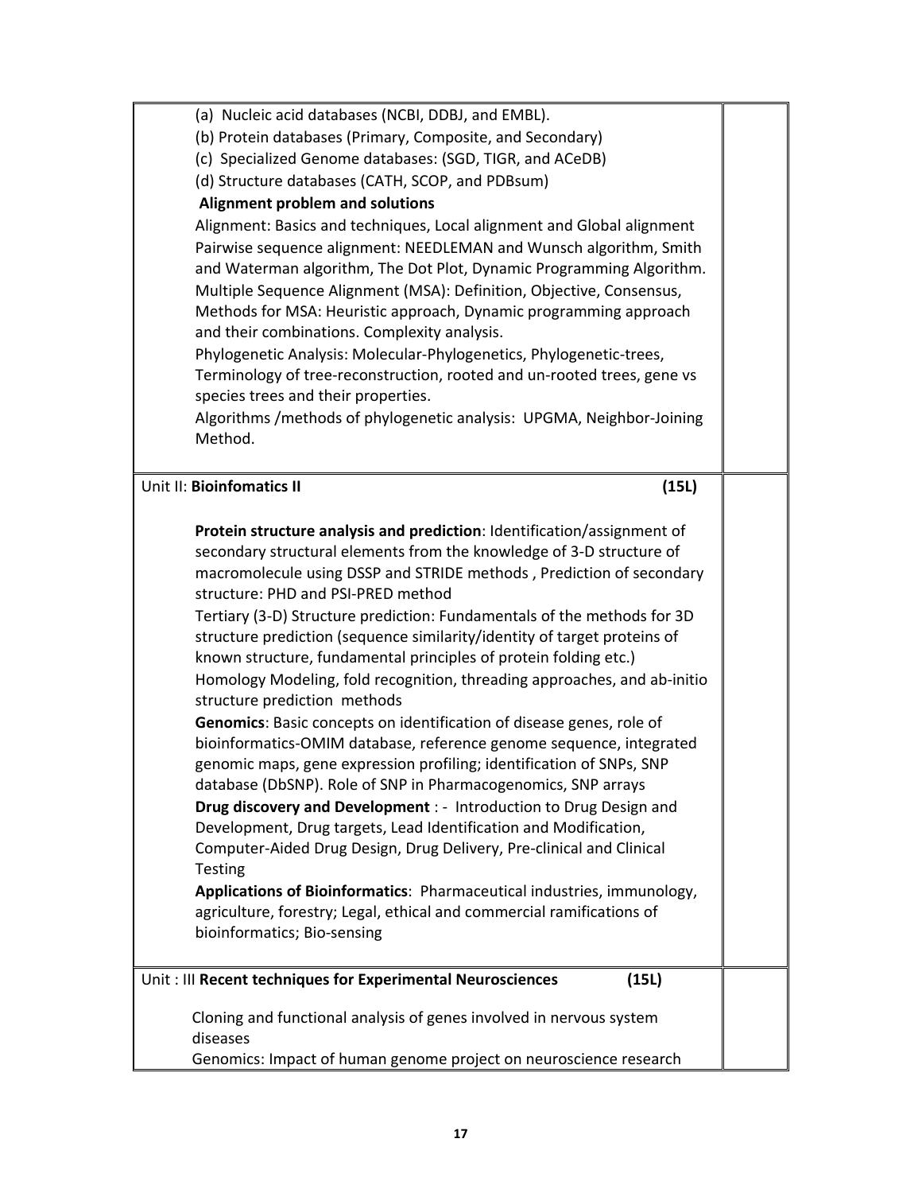| | |
|---|---|
| (a) Nucleic acid databases (NCBI, DDBJ, and EMBL).<br>(b) Protein databases (Primary, Composite, and Secondary)<br>(c) Specialized Genome databases: (SGD, TIGR, and ACeDB)<br>(d) Structure databases (CATH, SCOP, and PDBsum)<br>**Alignment problem and solutions**<br>Alignment: Basics and techniques, Local alignment and Global alignment<br>Pairwise sequence alignment: NEEDLEMAN and Wunsch algorithm, Smith and Waterman algorithm, The Dot Plot, Dynamic Programming Algorithm.<br>Multiple Sequence Alignment (MSA): Definition, Objective, Consensus, Methods for MSA: Heuristic approach, Dynamic programming approach and their combinations. Complexity analysis.<br>Phylogenetic Analysis: Molecular-Phylogenetics, Phylogenetic-trees, Terminology of tree-reconstruction, rooted and un-rooted trees, gene vs species trees and their properties.<br>Algorithms /methods of phylogenetic analysis: UPGMA, Neighbor-Joining Method. | |
| Unit II: **Bioinfomatics II** **(15L)**<br><br>**Protein structure analysis and prediction**: Identification/assignment of secondary structural elements from the knowledge of 3-D structure of macromolecule using DSSP and STRIDE methods , Prediction of secondary structure: PHD and PSI-PRED method<br>Tertiary (3-D) Structure prediction: Fundamentals of the methods for 3D structure prediction (sequence similarity/identity of target proteins of known structure, fundamental principles of protein folding etc.)<br>Homology Modeling, fold recognition, threading approaches, and ab-initio structure prediction methods<br>**Genomics**: Basic concepts on identification of disease genes, role of bioinformatics-OMIM database, reference genome sequence, integrated genomic maps, gene expression profiling; identification of SNPs, SNP database (DbSNP). Role of SNP in Pharmacogenomics, SNP arrays<br>**Drug discovery and Development** : - Introduction to Drug Design and Development, Drug targets, Lead Identification and Modification, Computer-Aided Drug Design, Drug Delivery, Pre-clinical and Clinical Testing<br>**Applications of Bioinformatics**: Pharmaceutical industries, immunology, agriculture, forestry; Legal, ethical and commercial ramifications of bioinformatics; Bio-sensing | |
| Unit : III **Recent techniques for Experimental Neurosciences** **(15L)**<br><br>Cloning and functional analysis of genes involved in nervous system diseases<br>Genomics: Impact of human genome project on neuroscience research | |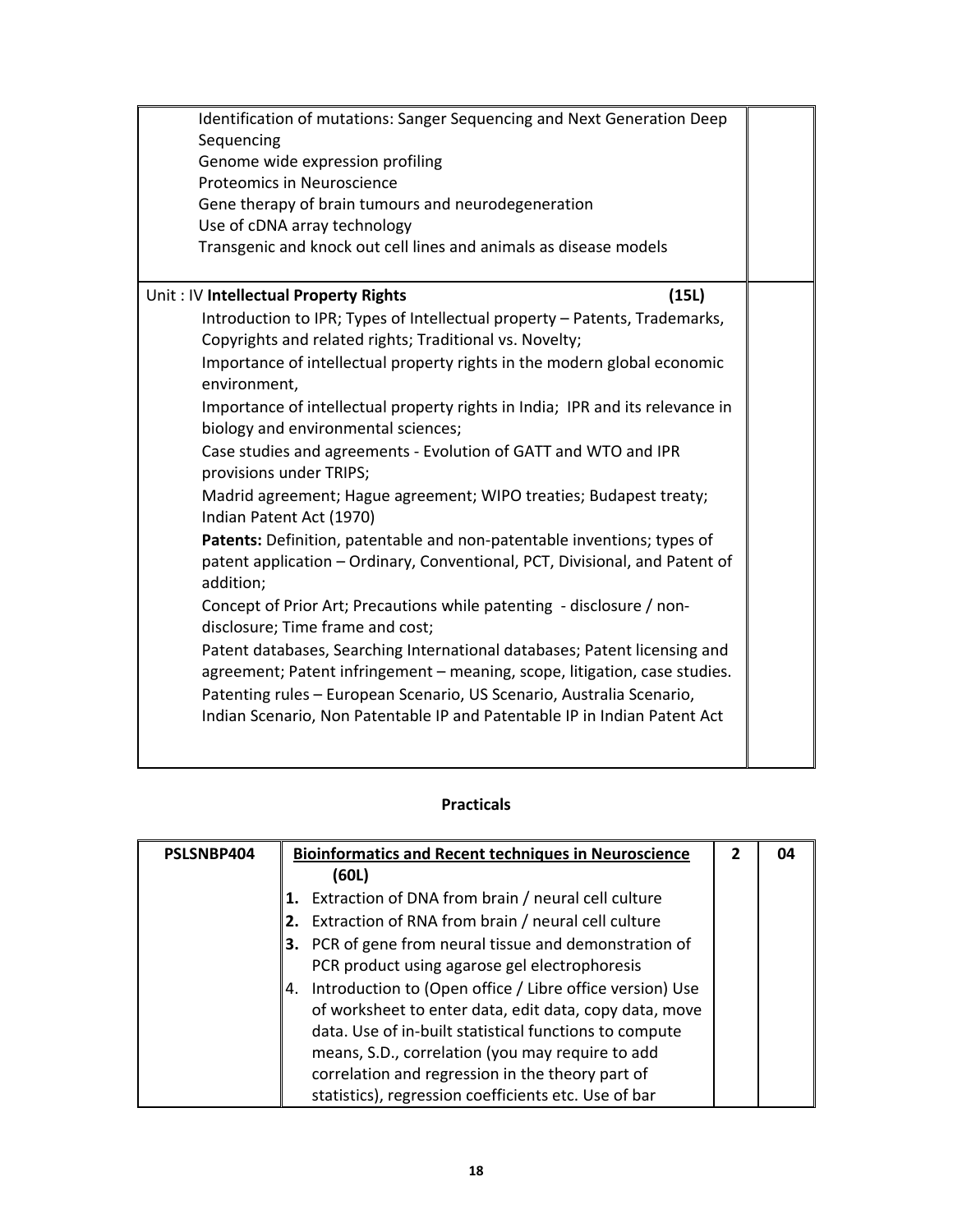| | |
|---|---|
| Identification of mutations: Sanger Sequencing and Next Generation Deep Sequencing<br>Genome wide expression profiling<br>Proteomics in Neuroscience<br>Gene therapy of brain tumours and neurodegeneration<br>Use of cDNA array technology<br>Transgenic and knock out cell lines and animals as disease models | |
| Unit : IV **Intellectual Property Rights** **(15L)**<br>Introduction to IPR; Types of Intellectual property – Patents, Trademarks, Copyrights and related rights; Traditional vs. Novelty;<br>Importance of intellectual property rights in the modern global economic environment,<br>Importance of intellectual property rights in India; IPR and its relevance in biology and environmental sciences;<br>Case studies and agreements - Evolution of GATT and WTO and IPR provisions under TRIPS;<br>Madrid agreement; Hague agreement; WIPO treaties; Budapest treaty; Indian Patent Act (1970)<br>**Patents:** Definition, patentable and non-patentable inventions; types of patent application – Ordinary, Conventional, PCT, Divisional, and Patent of addition;<br>Concept of Prior Art; Precautions while patenting - disclosure / non-disclosure; Time frame and cost;<br>Patent databases, Searching International databases; Patent licensing and agreement; Patent infringement – meaning, scope, litigation, case studies.<br>Patenting rules – European Scenario, US Scenario, Australia Scenario, Indian Scenario, Non Patentable IP and Patentable IP in Indian Patent Act | |

## Practicals

| PSLSNBP404 | <u>**Bioinformatics and Recent techniques in Neuroscience**</u> **(60L)**<br>**1.** Extraction of DNA from brain / neural cell culture<br>**2.** Extraction of RNA from brain / neural cell culture<br>**3.** PCR of gene from neural tissue and demonstration of PCR product using agarose gel electrophoresis<br>4. Introduction to (Open office / Libre office version) Use of worksheet to enter data, edit data, copy data, move data. Use of in-built statistical functions to compute means, S.D., correlation (you may require to add correlation and regression in the theory part of statistics), regression coefficients etc. Use of bar | **2** | **04** |
|---|---|---|---|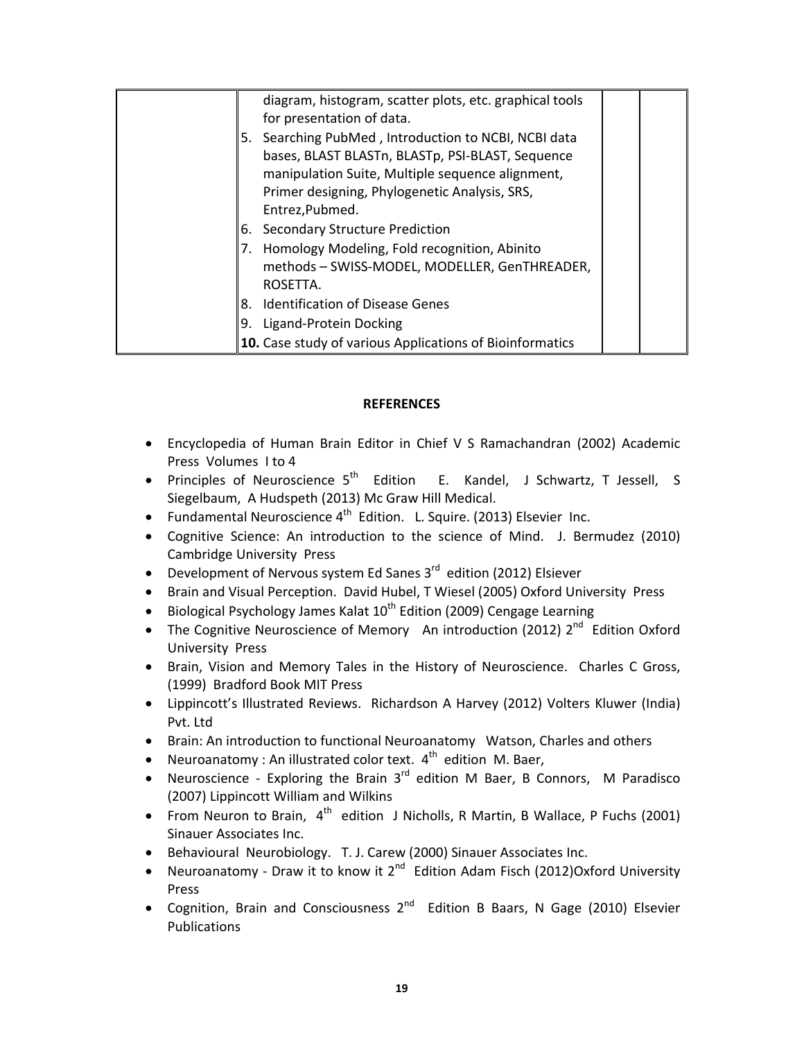| | diagram, histogram, scatter plots, etc. graphical tools for presentation of data.<br>5. Searching PubMed , Introduction to NCBI, NCBI data bases, BLAST BLASTn, BLASTp, PSI-BLAST, Sequence manipulation Suite, Multiple sequence alignment, Primer designing, Phylogenetic Analysis, SRS, Entrez,Pubmed.<br>6. Secondary Structure Prediction<br>7. Homology Modeling, Fold recognition, Abinito methods – SWISS-MODEL, MODELLER, GenTHREADER, ROSETTA.<br>8. Identification of Disease Genes<br>9. Ligand-Protein Docking<br>**10.** Case study of various Applications of Bioinformatics | | |
|---|---|---|---|

**REFERENCES**

- Encyclopedia of Human Brain Editor in Chief V S Ramachandran (2002) Academic Press Volumes I to 4
- Principles of Neuroscience 5th Edition E. Kandel, J Schwartz, T Jessell, S Siegelbaum, A Hudspeth (2013) Mc Graw Hill Medical.
- Fundamental Neuroscience 4th Edition. L. Squire. (2013) Elsevier Inc.
- Cognitive Science: An introduction to the science of Mind. J. Bermudez (2010) Cambridge University Press
- Development of Nervous system Ed Sanes 3rd edition (2012) Elsiever
- Brain and Visual Perception. David Hubel, T Wiesel (2005) Oxford University Press
- Biological Psychology James Kalat 10th Edition (2009) Cengage Learning
- The Cognitive Neuroscience of Memory An introduction (2012) 2nd Edition Oxford University Press
- Brain, Vision and Memory Tales in the History of Neuroscience. Charles C Gross, (1999) Bradford Book MIT Press
- Lippincott's Illustrated Reviews. Richardson A Harvey (2012) Volters Kluwer (India) Pvt. Ltd
- Brain: An introduction to functional Neuroanatomy Watson, Charles and others
- Neuroanatomy : An illustrated color text. 4th edition M. Baer,
- Neuroscience - Exploring the Brain 3rd edition M Baer, B Connors, M Paradisco (2007) Lippincott William and Wilkins
- From Neuron to Brain, 4th edition J Nicholls, R Martin, B Wallace, P Fuchs (2001) Sinauer Associates Inc.
- Behavioural Neurobiology. T. J. Carew (2000) Sinauer Associates Inc.
- Neuroanatomy - Draw it to know it 2nd Edition Adam Fisch (2012)Oxford University Press
- Cognition, Brain and Consciousness 2nd Edition B Baars, N Gage (2010) Elsevier Publications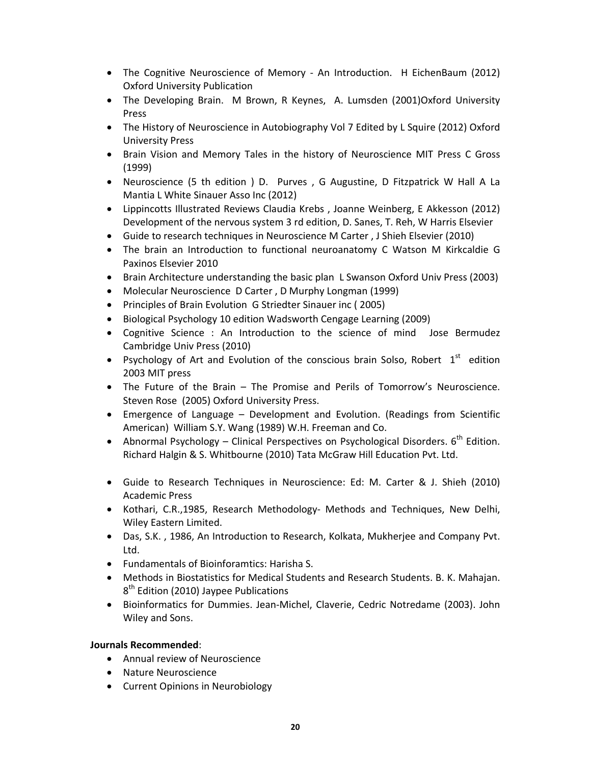- The Cognitive Neuroscience of Memory - An Introduction. H EichenBaum (2012) Oxford University Publication
- The Developing Brain. M Brown, R Keynes, A. Lumsden (2001)Oxford University Press
- The History of Neuroscience in Autobiography Vol 7 Edited by L Squire (2012) Oxford University Press
- Brain Vision and Memory Tales in the history of Neuroscience MIT Press C Gross (1999)
- Neuroscience (5 th edition ) D. Purves , G Augustine, D Fitzpatrick W Hall A La Mantia L White Sinauer Asso Inc (2012)
- Lippincotts Illustrated Reviews Claudia Krebs , Joanne Weinberg, E Akkesson (2012) Development of the nervous system 3 rd edition, D. Sanes, T. Reh, W Harris Elsevier
- Guide to research techniques in Neuroscience M Carter , J Shieh Elsevier (2010)
- The brain an Introduction to functional neuroanatomy C Watson M Kirkcaldie G Paxinos Elsevier 2010
- Brain Architecture understanding the basic plan L Swanson Oxford Univ Press (2003)
- Molecular Neuroscience D Carter , D Murphy Longman (1999)
- Principles of Brain Evolution G Striedter Sinauer inc ( 2005)
- Biological Psychology 10 edition Wadsworth Cengage Learning (2009)
- Cognitive Science : An Introduction to the science of mind Jose Bermudez Cambridge Univ Press (2010)
- Psychology of Art and Evolution of the conscious brain Solso, Robert 1st edition 2003 MIT press
- The Future of the Brain – The Promise and Perils of Tomorrow's Neuroscience. Steven Rose (2005) Oxford University Press.
- Emergence of Language – Development and Evolution. (Readings from Scientific American) William S.Y. Wang (1989) W.H. Freeman and Co.
- Abnormal Psychology – Clinical Perspectives on Psychological Disorders. 6th Edition. Richard Halgin & S. Whitbourne (2010) Tata McGraw Hill Education Pvt. Ltd.
- Guide to Research Techniques in Neuroscience: Ed: M. Carter & J. Shieh (2010) Academic Press
- Kothari, C.R.,1985, Research Methodology- Methods and Techniques, New Delhi, Wiley Eastern Limited.
- Das, S.K. , 1986, An Introduction to Research, Kolkata, Mukherjee and Company Pvt. Ltd.
- Fundamentals of Bioinforamtics: Harisha S.
- Methods in Biostatistics for Medical Students and Research Students. B. K. Mahajan. 8th Edition (2010) Jaypee Publications
- Bioinformatics for Dummies. Jean-Michel, Claverie, Cedric Notredame (2003). John Wiley and Sons.

**Journals Recommended**:

- Annual review of Neuroscience
- Nature Neuroscience
- Current Opinions in Neurobiology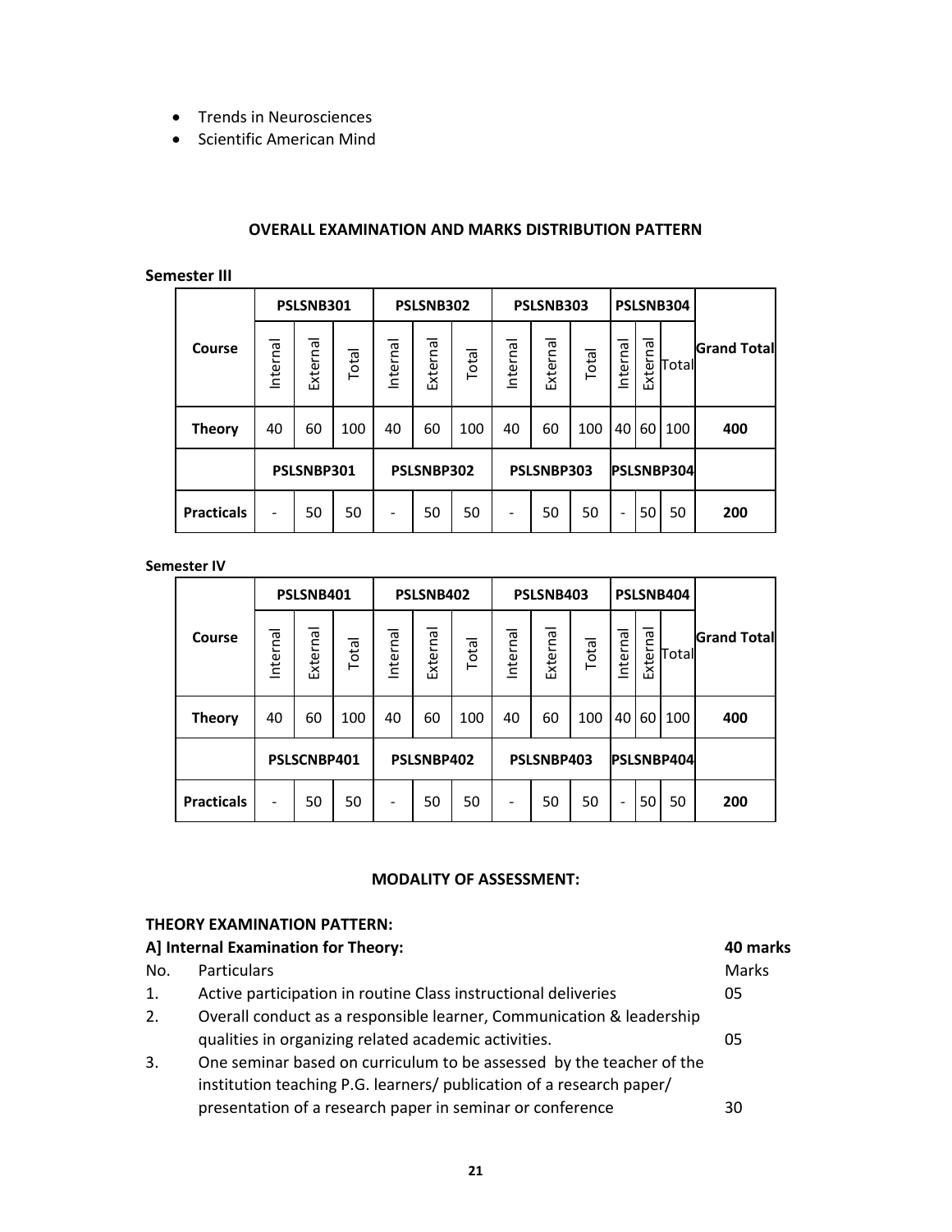- Trends in Neurosciences
- Scientific American Mind

### OVERALL EXAMINATION AND MARKS DISTRIBUTION PATTERN

**Semester III**

| Course | PSLSNB301 | | | PSLSNB302 | | | PSLSNB303 | | | PSLSNB304 | | | Grand Total |
|---|---|---|---|---|---|---|---|---|---|---|---|---|---|
| | Internal | External | Total | Internal | External | Total | Internal | External | Total | Internal | External | Total | |
| **Theory** | 40 | 60 | 100 | 40 | 60 | 100 | 40 | 60 | 100 | 40 | 60 | 100 | **400** |
| | PSLSNBP301 | | | PSLSNBP302 | | | PSLSNBP303 | | | PSLSNBP304 | | | |
| **Practicals** | - | 50 | 50 | - | 50 | 50 | - | 50 | 50 | - | 50 | 50 | **200** |

**Semester IV**

| Course | PSLSNB401 | | | PSLSNB402 | | | PSLSNB403 | | | PSLSNB404 | | | Grand Total |
|---|---|---|---|---|---|---|---|---|---|---|---|---|---|
| | Internal | External | Total | Internal | External | Total | Internal | External | Total | Internal | External | Total | |
| **Theory** | 40 | 60 | 100 | 40 | 60 | 100 | 40 | 60 | 100 | 40 | 60 | 100 | **400** |
| | PSLSCNBP401 | | | PSLSNBP402 | | | PSLSNBP403 | | | PSLSNBP404 | | | |
| **Practicals** | - | 50 | 50 | - | 50 | 50 | - | 50 | 50 | - | 50 | 50 | **200** |

### MODALITY OF ASSESSMENT:

**THEORY EXAMINATION PATTERN:**

**A] Internal Examination for Theory:** **40 marks**

| No. | Particulars | Marks |
|---|---|---|
| 1. | Active participation in routine Class instructional deliveries | 05 |
| 2. | Overall conduct as a responsible learner, Communication & leadership qualities in organizing related academic activities. | 05 |
| 3. | One seminar based on curriculum to be assessed by the teacher of the institution teaching P.G. learners/ publication of a research paper/ presentation of a research paper in seminar or conference | 30 |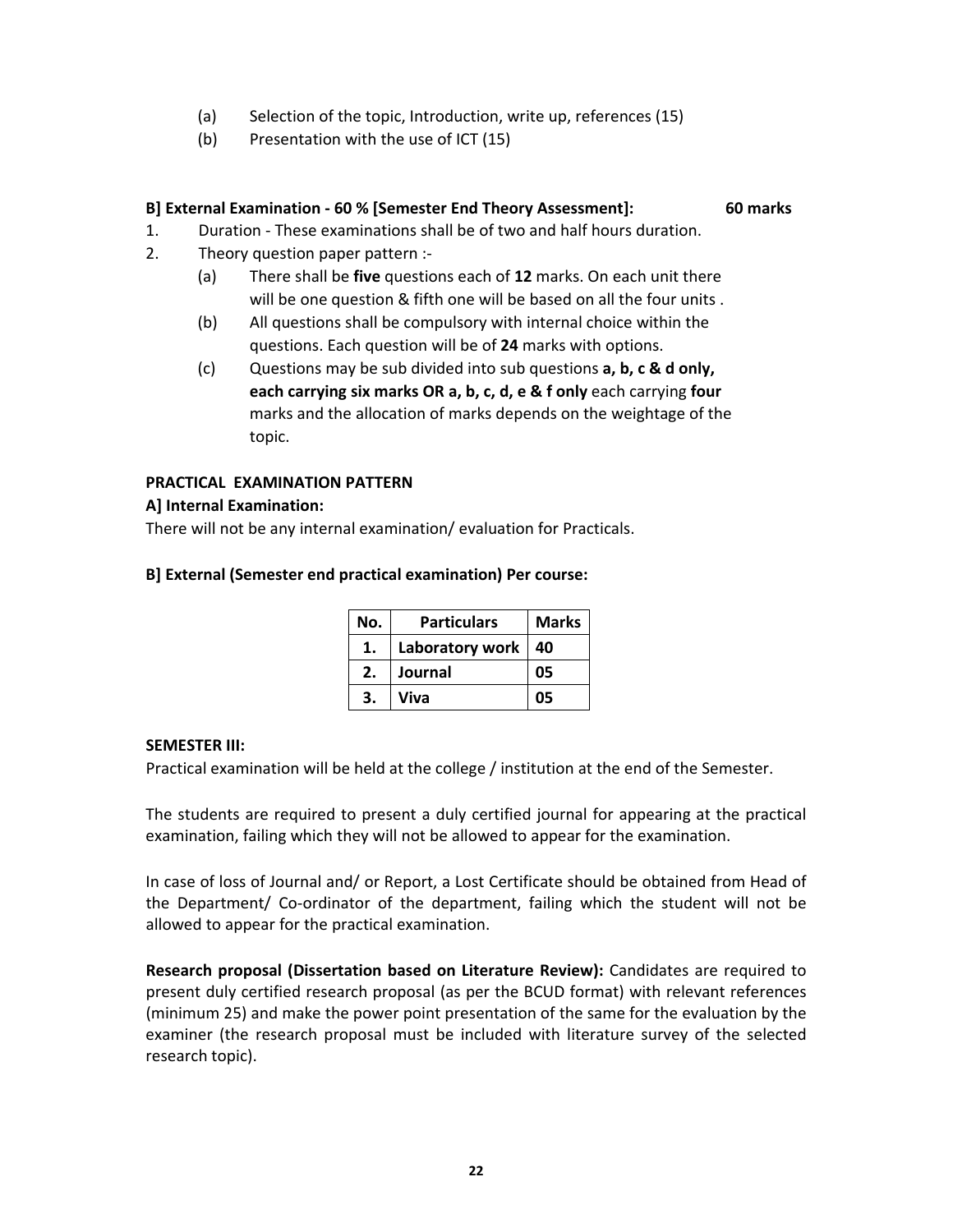(a) Selection of the topic, Introduction, write up, references (15)

(b) Presentation with the use of ICT (15)

**B] External Examination - 60 % [Semester End Theory Assessment]: 60 marks**

1. Duration - These examinations shall be of two and half hours duration.
2. Theory question paper pattern :-
   (a) There shall be **five** questions each of **12** marks. On each unit there will be one question & fifth one will be based on all the four units .
   (b) All questions shall be compulsory with internal choice within the questions. Each question will be of **24** marks with options.
   (c) Questions may be sub divided into sub questions **a, b, c & d only, each carrying six marks OR a, b, c, d, e & f only** each carrying **four** marks and the allocation of marks depends on the weightage of the topic.

**PRACTICAL EXAMINATION PATTERN**

**A] Internal Examination:**

There will not be any internal examination/ evaluation for Practicals.

**B] External (Semester end practical examination) Per course:**

| No. | Particulars | Marks |
|---|---|---|
| **1.** | **Laboratory work** | **40** |
| **2.** | **Journal** | **05** |
| **3.** | **Viva** | **05** |

**SEMESTER III:**

Practical examination will be held at the college / institution at the end of the Semester.

The students are required to present a duly certified journal for appearing at the practical examination, failing which they will not be allowed to appear for the examination.

In case of loss of Journal and/ or Report, a Lost Certificate should be obtained from Head of the Department/ Co-ordinator of the department, failing which the student will not be allowed to appear for the practical examination.

**Research proposal (Dissertation based on Literature Review):** Candidates are required to present duly certified research proposal (as per the BCUD format) with relevant references (minimum 25) and make the power point presentation of the same for the evaluation by the examiner (the research proposal must be included with literature survey of the selected research topic).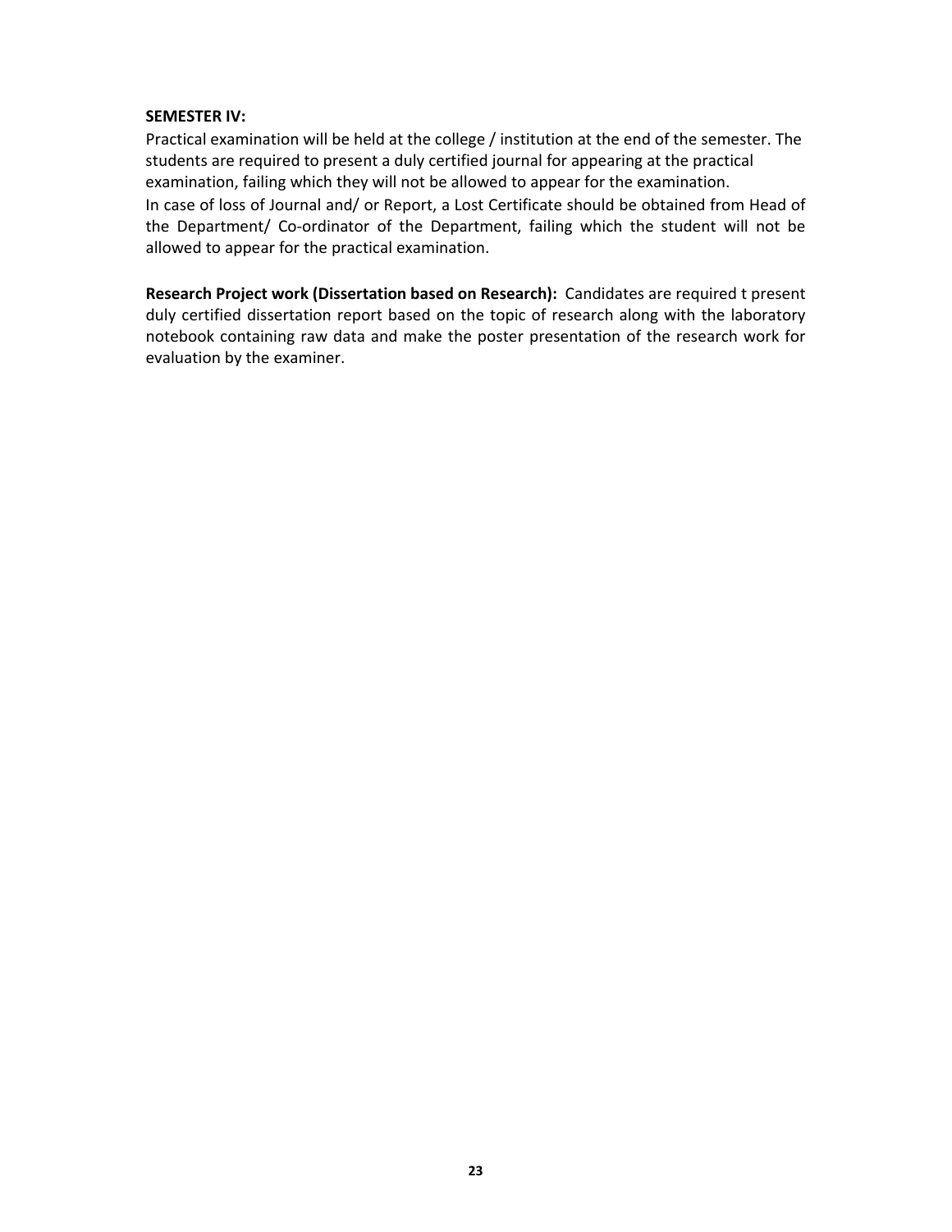**SEMESTER IV:**

Practical examination will be held at the college / institution at the end of the semester. The students are required to present a duly certified journal for appearing at the practical examination, failing which they will not be allowed to appear for the examination.

In case of loss of Journal and/ or Report, a Lost Certificate should be obtained from Head of the Department/ Co-ordinator of the Department, failing which the student will not be allowed to appear for the practical examination.

**Research Project work (Dissertation based on Research):** Candidates are required t present duly certified dissertation report based on the topic of research along with the laboratory notebook containing raw data and make the poster presentation of the research work for evaluation by the examiner.